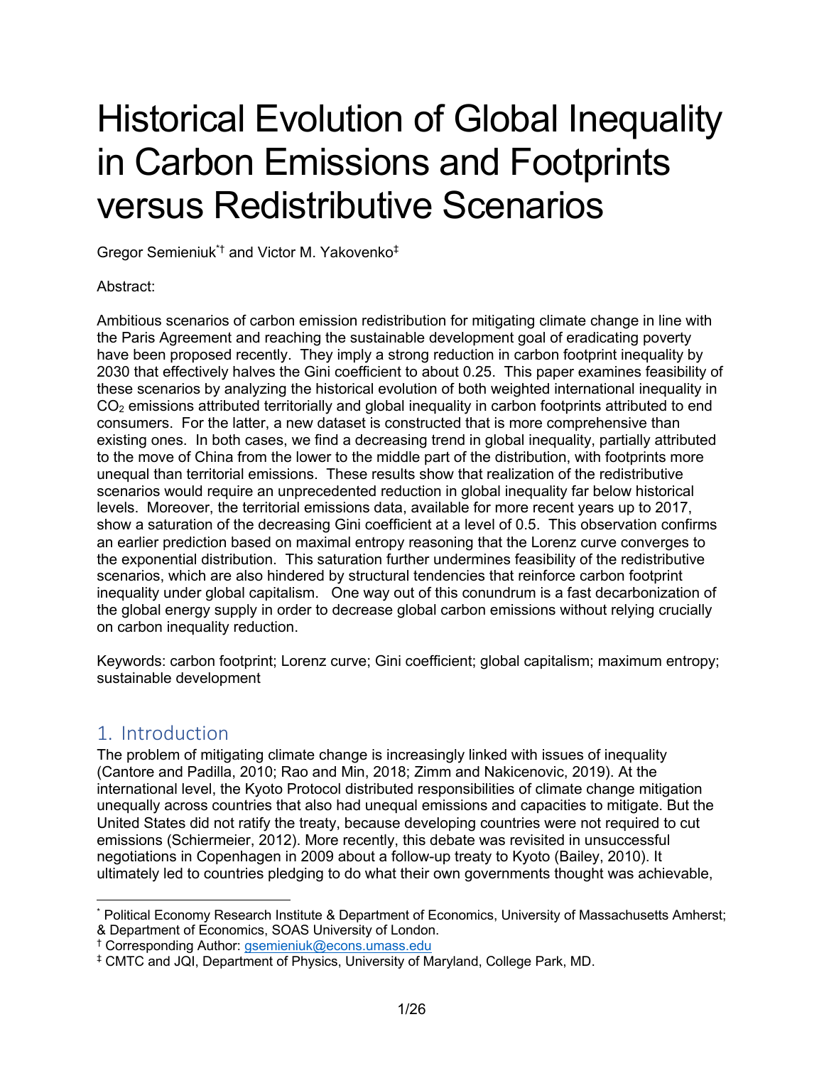# Historical Evolution of Global Inequality in Carbon Emissions and Footprints versus Redistributive Scenarios

Gregor Semieniuk[*†] and Victor M. Yakovenko[‡]

Abstract:

Ambitious scenarios of carbon emission redistribution for mitigating climate change in line with the Paris Agreement and reaching the sustainable development goal of eradicating poverty have been proposed recently. They imply a strong reduction in carbon footprint inequality by 2030 that effectively halves the Gini coefficient to about 0.25. This paper examines feasibility of these scenarios by analyzing the historical evolution of both weighted international inequality in $CO_2$ emissions attributed territorially and global inequality in carbon footprints attributed to end consumers. For the latter, a new dataset is constructed that is more comprehensive than existing ones. In both cases, we find a decreasing trend in global inequality, partially attributed to the move of China from the lower to the middle part of the distribution, with footprints more unequal than territorial emissions. These results show that realization of the redistributive scenarios would require an unprecedented reduction in global inequality far below historical levels. Moreover, the territorial emissions data, available for more recent years up to 2017, show a saturation of the decreasing Gini coefficient at a level of 0.5. This observation confirms an earlier prediction based on maximal entropy reasoning that the Lorenz curve converges to the exponential distribution. This saturation further undermines feasibility of the redistributive scenarios, which are also hindered by structural tendencies that reinforce carbon footprint inequality under global capitalism. One way out of this conundrum is a fast decarbonization of the global energy supply in order to decrease global carbon emissions without relying crucially on carbon inequality reduction.

Keywords: carbon footprint; Lorenz curve; Gini coefficient; global capitalism; maximum entropy; sustainable development

## 1. Introduction

The problem of mitigating climate change is increasingly linked with issues of inequality (Cantore and Padilla, 2010; Rao and Min, 2018; Zimm and Nakicenovic, 2019). At the international level, the Kyoto Protocol distributed responsibilities of climate change mitigation unequally across countries that also had unequal emissions and capacities to mitigate. But the United States did not ratify the treaty, because developing countries were not required to cut emissions (Schiermeier, 2012). More recently, this debate was revisited in unsuccessful negotiations in Copenhagen in 2009 about a follow-up treaty to Kyoto (Bailey, 2010). It ultimately led to countries pledging to do what their own governments thought was achievable,

---

[*] Political Economy Research Institute & Department of Economics, University of Massachusetts Amherst; & Department of Economics, SOAS University of London.

[†] Corresponding Author: gsemieniuk@econs.umass.edu

[‡] CMTC and JQI, Department of Physics, University of Maryland, College Park, MD.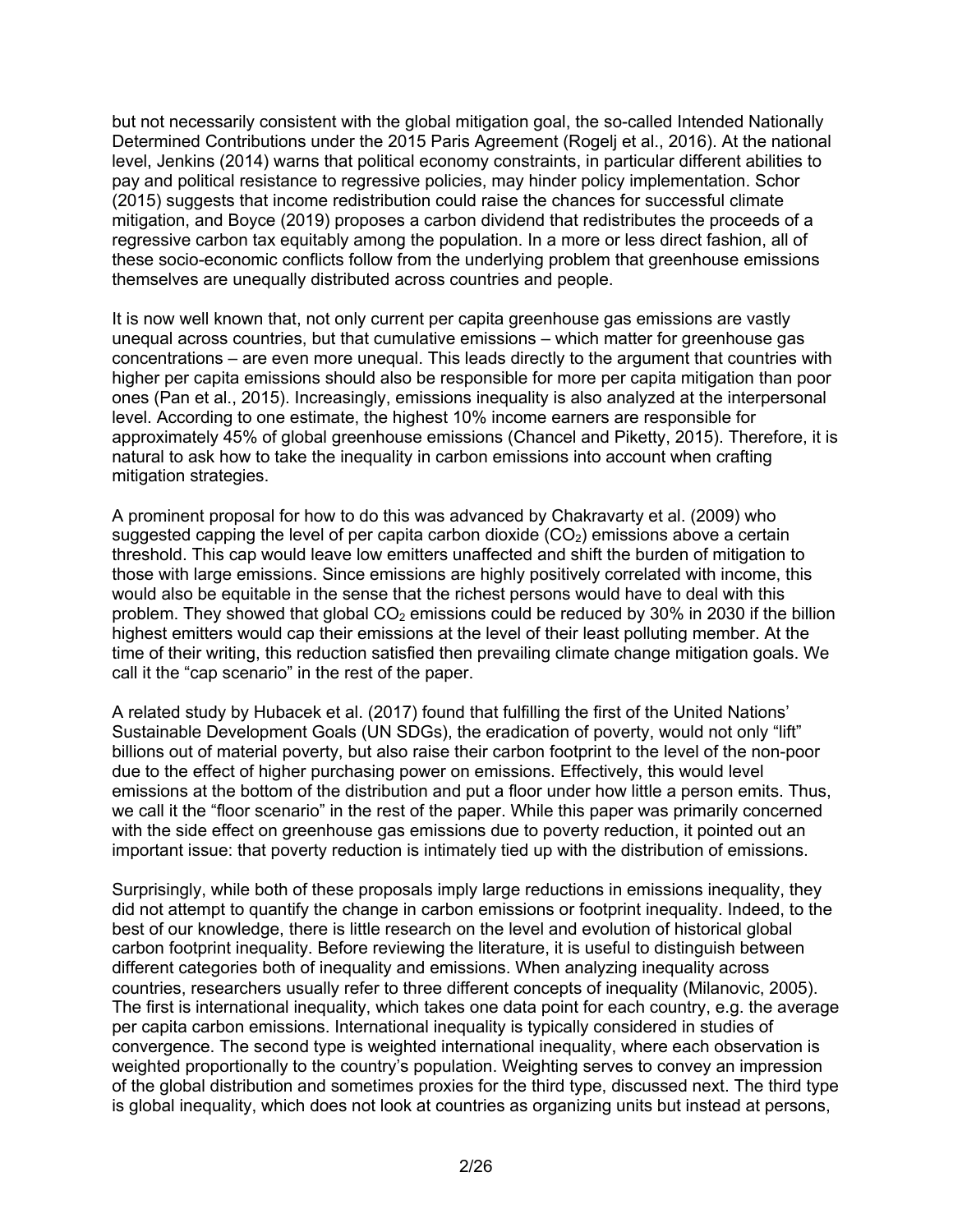but not necessarily consistent with the global mitigation goal, the so-called Intended Nationally Determined Contributions under the 2015 Paris Agreement (Rogelj et al., 2016). At the national level, Jenkins (2014) warns that political economy constraints, in particular different abilities to pay and political resistance to regressive policies, may hinder policy implementation. Schor (2015) suggests that income redistribution could raise the chances for successful climate mitigation, and Boyce (2019) proposes a carbon dividend that redistributes the proceeds of a regressive carbon tax equitably among the population. In a more or less direct fashion, all of these socio-economic conflicts follow from the underlying problem that greenhouse emissions themselves are unequally distributed across countries and people.

It is now well known that, not only current per capita greenhouse gas emissions are vastly unequal across countries, but that cumulative emissions – which matter for greenhouse gas concentrations – are even more unequal. This leads directly to the argument that countries with higher per capita emissions should also be responsible for more per capita mitigation than poor ones (Pan et al., 2015). Increasingly, emissions inequality is also analyzed at the interpersonal level. According to one estimate, the highest 10% income earners are responsible for approximately 45% of global greenhouse emissions (Chancel and Piketty, 2015). Therefore, it is natural to ask how to take the inequality in carbon emissions into account when crafting mitigation strategies.

A prominent proposal for how to do this was advanced by Chakravarty et al. (2009) who suggested capping the level of per capita carbon dioxide ($CO_2$) emissions above a certain threshold. This cap would leave low emitters unaffected and shift the burden of mitigation to those with large emissions. Since emissions are highly positively correlated with income, this would also be equitable in the sense that the richest persons would have to deal with this problem. They showed that global $CO_2$ emissions could be reduced by 30% in 2030 if the billion highest emitters would cap their emissions at the level of their least polluting member. At the time of their writing, this reduction satisfied then prevailing climate change mitigation goals. We call it the "cap scenario" in the rest of the paper.

A related study by Hubacek et al. (2017) found that fulfilling the first of the United Nations' Sustainable Development Goals (UN SDGs), the eradication of poverty, would not only "lift" billions out of material poverty, but also raise their carbon footprint to the level of the non-poor due to the effect of higher purchasing power on emissions. Effectively, this would level emissions at the bottom of the distribution and put a floor under how little a person emits. Thus, we call it the "floor scenario" in the rest of the paper. While this paper was primarily concerned with the side effect on greenhouse gas emissions due to poverty reduction, it pointed out an important issue: that poverty reduction is intimately tied up with the distribution of emissions.

Surprisingly, while both of these proposals imply large reductions in emissions inequality, they did not attempt to quantify the change in carbon emissions or footprint inequality. Indeed, to the best of our knowledge, there is little research on the level and evolution of historical global carbon footprint inequality. Before reviewing the literature, it is useful to distinguish between different categories both of inequality and emissions. When analyzing inequality across countries, researchers usually refer to three different concepts of inequality (Milanovic, 2005). The first is international inequality, which takes one data point for each country, e.g. the average per capita carbon emissions. International inequality is typically considered in studies of convergence. The second type is weighted international inequality, where each observation is weighted proportionally to the country's population. Weighting serves to convey an impression of the global distribution and sometimes proxies for the third type, discussed next. The third type is global inequality, which does not look at countries as organizing units but instead at persons,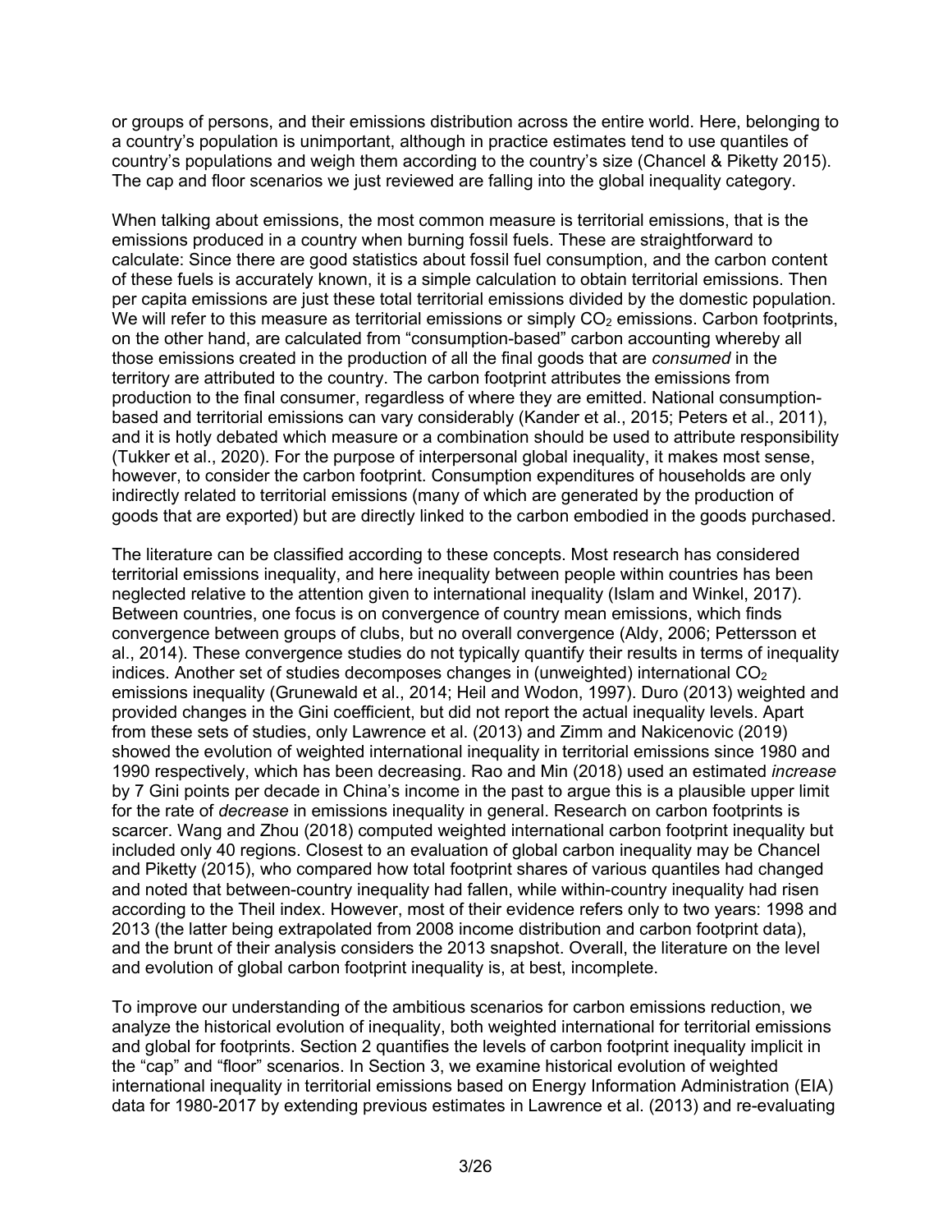or groups of persons, and their emissions distribution across the entire world. Here, belonging to a country's population is unimportant, although in practice estimates tend to use quantiles of country's populations and weigh them according to the country's size (Chancel & Piketty 2015). The cap and floor scenarios we just reviewed are falling into the global inequality category.

When talking about emissions, the most common measure is territorial emissions, that is the emissions produced in a country when burning fossil fuels. These are straightforward to calculate: Since there are good statistics about fossil fuel consumption, and the carbon content of these fuels is accurately known, it is a simple calculation to obtain territorial emissions. Then per capita emissions are just these total territorial emissions divided by the domestic population. We will refer to this measure as territorial emissions or simply $CO_2$ emissions. Carbon footprints, on the other hand, are calculated from "consumption-based" carbon accounting whereby all those emissions created in the production of all the final goods that are *consumed* in the territory are attributed to the country. The carbon footprint attributes the emissions from production to the final consumer, regardless of where they are emitted. National consumption-based and territorial emissions can vary considerably (Kander et al., 2015; Peters et al., 2011), and it is hotly debated which measure or a combination should be used to attribute responsibility (Tukker et al., 2020). For the purpose of interpersonal global inequality, it makes most sense, however, to consider the carbon footprint. Consumption expenditures of households are only indirectly related to territorial emissions (many of which are generated by the production of goods that are exported) but are directly linked to the carbon embodied in the goods purchased.

The literature can be classified according to these concepts. Most research has considered territorial emissions inequality, and here inequality between people within countries has been neglected relative to the attention given to international inequality (Islam and Winkel, 2017). Between countries, one focus is on convergence of country mean emissions, which finds convergence between groups of clubs, but no overall convergence (Aldy, 2006; Pettersson et al., 2014). These convergence studies do not typically quantify their results in terms of inequality indices. Another set of studies decomposes changes in (unweighted) international $CO_2$ emissions inequality (Grunewald et al., 2014; Heil and Wodon, 1997). Duro (2013) weighted and provided changes in the Gini coefficient, but did not report the actual inequality levels. Apart from these sets of studies, only Lawrence et al. (2013) and Zimm and Nakicenovic (2019) showed the evolution of weighted international inequality in territorial emissions since 1980 and 1990 respectively, which has been decreasing. Rao and Min (2018) used an estimated *increase* by 7 Gini points per decade in China's income in the past to argue this is a plausible upper limit for the rate of *decrease* in emissions inequality in general. Research on carbon footprints is scarcer. Wang and Zhou (2018) computed weighted international carbon footprint inequality but included only 40 regions. Closest to an evaluation of global carbon inequality may be Chancel and Piketty (2015), who compared how total footprint shares of various quantiles had changed and noted that between-country inequality had fallen, while within-country inequality had risen according to the Theil index. However, most of their evidence refers only to two years: 1998 and 2013 (the latter being extrapolated from 2008 income distribution and carbon footprint data), and the brunt of their analysis considers the 2013 snapshot. Overall, the literature on the level and evolution of global carbon footprint inequality is, at best, incomplete.

To improve our understanding of the ambitious scenarios for carbon emissions reduction, we analyze the historical evolution of inequality, both weighted international for territorial emissions and global for footprints. Section 2 quantifies the levels of carbon footprint inequality implicit in the "cap" and "floor" scenarios. In Section 3, we examine historical evolution of weighted international inequality in territorial emissions based on Energy Information Administration (EIA) data for 1980-2017 by extending previous estimates in Lawrence et al. (2013) and re-evaluating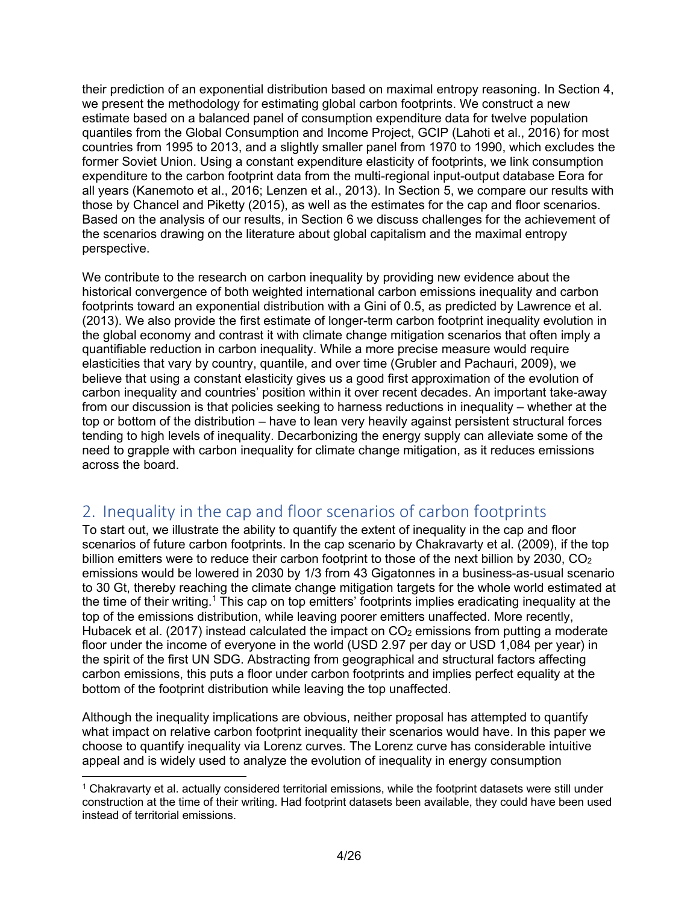their prediction of an exponential distribution based on maximal entropy reasoning. In Section 4, we present the methodology for estimating global carbon footprints. We construct a new estimate based on a balanced panel of consumption expenditure data for twelve population quantiles from the Global Consumption and Income Project, GCIP (Lahoti et al., 2016) for most countries from 1995 to 2013, and a slightly smaller panel from 1970 to 1990, which excludes the former Soviet Union. Using a constant expenditure elasticity of footprints, we link consumption expenditure to the carbon footprint data from the multi-regional input-output database Eora for all years (Kanemoto et al., 2016; Lenzen et al., 2013). In Section 5, we compare our results with those by Chancel and Piketty (2015), as well as the estimates for the cap and floor scenarios. Based on the analysis of our results, in Section 6 we discuss challenges for the achievement of the scenarios drawing on the literature about global capitalism and the maximal entropy perspective.

We contribute to the research on carbon inequality by providing new evidence about the historical convergence of both weighted international carbon emissions inequality and carbon footprints toward an exponential distribution with a Gini of 0.5, as predicted by Lawrence et al. (2013). We also provide the first estimate of longer-term carbon footprint inequality evolution in the global economy and contrast it with climate change mitigation scenarios that often imply a quantifiable reduction in carbon inequality. While a more precise measure would require elasticities that vary by country, quantile, and over time (Grubler and Pachauri, 2009), we believe that using a constant elasticity gives us a good first approximation of the evolution of carbon inequality and countries' position within it over recent decades. An important take-away from our discussion is that policies seeking to harness reductions in inequality – whether at the top or bottom of the distribution – have to lean very heavily against persistent structural forces tending to high levels of inequality. Decarbonizing the energy supply can alleviate some of the need to grapple with carbon inequality for climate change mitigation, as it reduces emissions across the board.

## 2. Inequality in the cap and floor scenarios of carbon footprints

To start out, we illustrate the ability to quantify the extent of inequality in the cap and floor scenarios of future carbon footprints. In the cap scenario by Chakravarty et al. (2009), if the top billion emitters were to reduce their carbon footprint to those of the next billion by 2030, $CO_2$ emissions would be lowered in 2030 by 1/3 from 43 Gigatonnes in a business-as-usual scenario to 30 Gt, thereby reaching the climate change mitigation targets for the whole world estimated at the time of their writing.[1] This cap on top emitters' footprints implies eradicating inequality at the top of the emissions distribution, while leaving poorer emitters unaffected. More recently, Hubacek et al. (2017) instead calculated the impact on $CO_2$ emissions from putting a moderate floor under the income of everyone in the world (USD 2.97 per day or USD 1,084 per year) in the spirit of the first UN SDG. Abstracting from geographical and structural factors affecting carbon emissions, this puts a floor under carbon footprints and implies perfect equality at the bottom of the footprint distribution while leaving the top unaffected.

Although the inequality implications are obvious, neither proposal has attempted to quantify what impact on relative carbon footprint inequality their scenarios would have. In this paper we choose to quantify inequality via Lorenz curves. The Lorenz curve has considerable intuitive appeal and is widely used to analyze the evolution of inequality in energy consumption

[1] Chakravarty et al. actually considered territorial emissions, while the footprint datasets were still under construction at the time of their writing. Had footprint datasets been available, they could have been used instead of territorial emissions.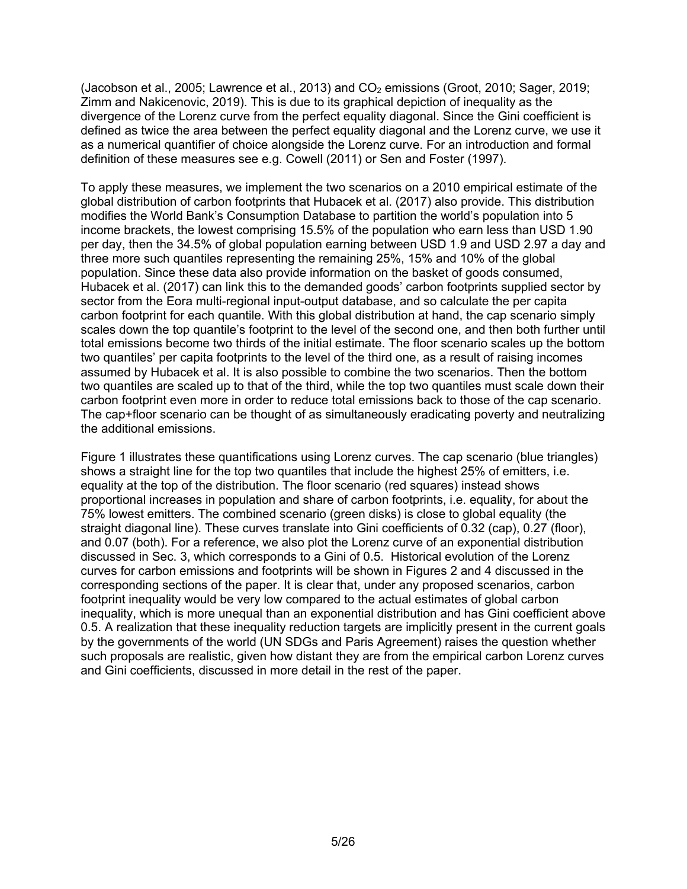(Jacobson et al., 2005; Lawrence et al., 2013) and $CO_2$ emissions (Groot, 2010; Sager, 2019; Zimm and Nakicenovic, 2019). This is due to its graphical depiction of inequality as the divergence of the Lorenz curve from the perfect equality diagonal. Since the Gini coefficient is defined as twice the area between the perfect equality diagonal and the Lorenz curve, we use it as a numerical quantifier of choice alongside the Lorenz curve. For an introduction and formal definition of these measures see e.g. Cowell (2011) or Sen and Foster (1997).

To apply these measures, we implement the two scenarios on a 2010 empirical estimate of the global distribution of carbon footprints that Hubacek et al. (2017) also provide. This distribution modifies the World Bank's Consumption Database to partition the world's population into 5 income brackets, the lowest comprising 15.5% of the population who earn less than USD 1.90 per day, then the 34.5% of global population earning between USD 1.9 and USD 2.97 a day and three more such quantiles representing the remaining 25%, 15% and 10% of the global population. Since these data also provide information on the basket of goods consumed, Hubacek et al. (2017) can link this to the demanded goods' carbon footprints supplied sector by sector from the Eora multi-regional input-output database, and so calculate the per capita carbon footprint for each quantile. With this global distribution at hand, the cap scenario simply scales down the top quantile's footprint to the level of the second one, and then both further until total emissions become two thirds of the initial estimate. The floor scenario scales up the bottom two quantiles' per capita footprints to the level of the third one, as a result of raising incomes assumed by Hubacek et al. It is also possible to combine the two scenarios. Then the bottom two quantiles are scaled up to that of the third, while the top two quantiles must scale down their carbon footprint even more in order to reduce total emissions back to those of the cap scenario. The cap+floor scenario can be thought of as simultaneously eradicating poverty and neutralizing the additional emissions.

Figure 1 illustrates these quantifications using Lorenz curves. The cap scenario (blue triangles) shows a straight line for the top two quantiles that include the highest 25% of emitters, i.e. equality at the top of the distribution. The floor scenario (red squares) instead shows proportional increases in population and share of carbon footprints, i.e. equality, for about the 75% lowest emitters. The combined scenario (green disks) is close to global equality (the straight diagonal line). These curves translate into Gini coefficients of 0.32 (cap), 0.27 (floor), and 0.07 (both). For a reference, we also plot the Lorenz curve of an exponential distribution discussed in Sec. 3, which corresponds to a Gini of 0.5. Historical evolution of the Lorenz curves for carbon emissions and footprints will be shown in Figures 2 and 4 discussed in the corresponding sections of the paper. It is clear that, under any proposed scenarios, carbon footprint inequality would be very low compared to the actual estimates of global carbon inequality, which is more unequal than an exponential distribution and has Gini coefficient above 0.5. A realization that these inequality reduction targets are implicitly present in the current goals by the governments of the world (UN SDGs and Paris Agreement) raises the question whether such proposals are realistic, given how distant they are from the empirical carbon Lorenz curves and Gini coefficients, discussed in more detail in the rest of the paper.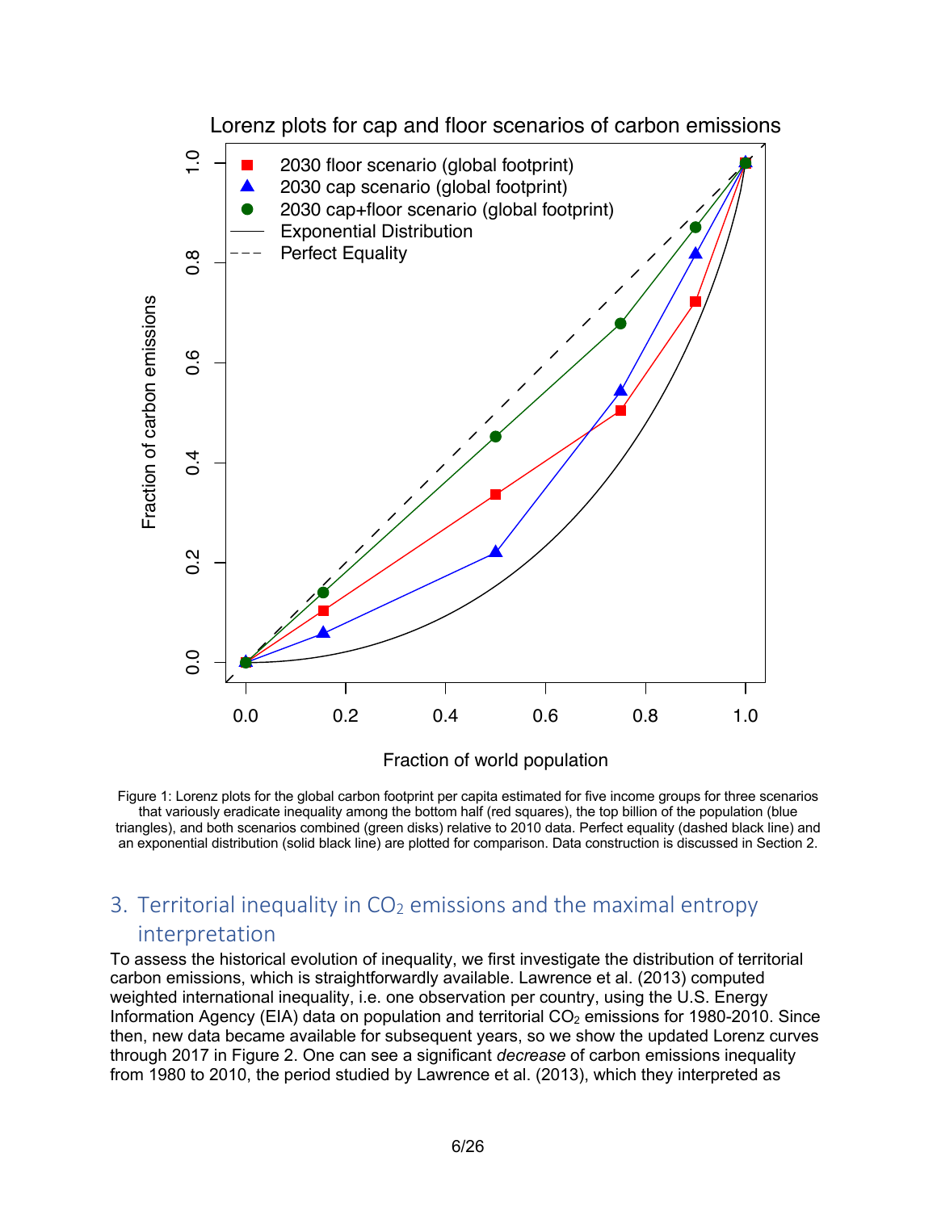Figure 1: Lorenz plots for the global carbon footprint per capita estimated for five income groups for three scenarios that variously eradicate inequality among the bottom half (red squares), the top billion of the population (blue triangles), and both scenarios combined (green disks) relative to 2010 data. Perfect equality (dashed black line) and an exponential distribution (solid black line) are plotted for comparison. Data construction is discussed in Section 2.

## 3. Territorial inequality in $CO_2$ emissions and the maximal entropy interpretation

To assess the historical evolution of inequality, we first investigate the distribution of territorial carbon emissions, which is straightforwardly available. Lawrence et al. (2013) computed weighted international inequality, i.e. one observation per country, using the U.S. Energy Information Agency (EIA) data on population and territorial $CO_2$ emissions for 1980-2010. Since then, new data became available for subsequent years, so we show the updated Lorenz curves through 2017 in Figure 2. One can see a significant *decrease* of carbon emissions inequality from 1980 to 2010, the period studied by Lawrence et al. (2013), which they interpreted as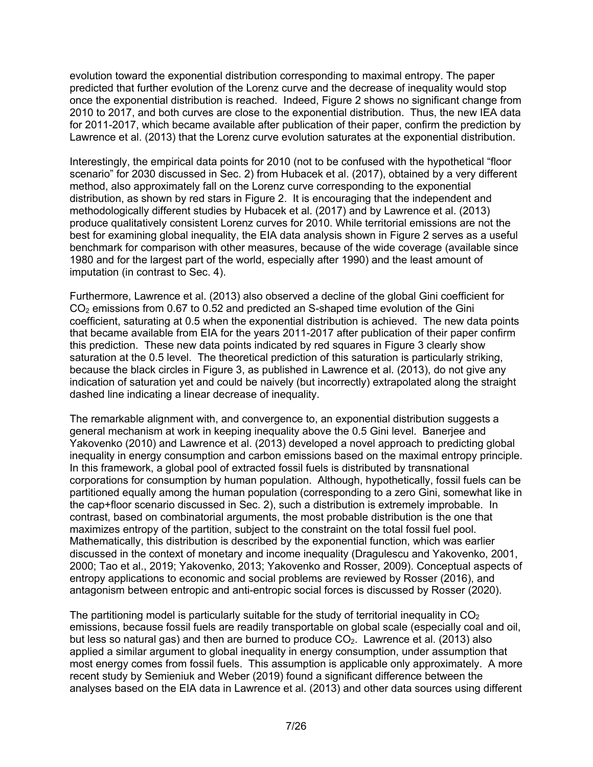evolution toward the exponential distribution corresponding to maximal entropy. The paper predicted that further evolution of the Lorenz curve and the decrease of inequality would stop once the exponential distribution is reached. Indeed, Figure 2 shows no significant change from 2010 to 2017, and both curves are close to the exponential distribution. Thus, the new IEA data for 2011-2017, which became available after publication of their paper, confirm the prediction by Lawrence et al. (2013) that the Lorenz curve evolution saturates at the exponential distribution.

Interestingly, the empirical data points for 2010 (not to be confused with the hypothetical "floor scenario" for 2030 discussed in Sec. 2) from Hubacek et al. (2017), obtained by a very different method, also approximately fall on the Lorenz curve corresponding to the exponential distribution, as shown by red stars in Figure 2. It is encouraging that the independent and methodologically different studies by Hubacek et al. (2017) and by Lawrence et al. (2013) produce qualitatively consistent Lorenz curves for 2010. While territorial emissions are not the best for examining global inequality, the EIA data analysis shown in Figure 2 serves as a useful benchmark for comparison with other measures, because of the wide coverage (available since 1980 and for the largest part of the world, especially after 1990) and the least amount of imputation (in contrast to Sec. 4).

Furthermore, Lawrence et al. (2013) also observed a decline of the global Gini coefficient for $CO_2$ emissions from 0.67 to 0.52 and predicted an S-shaped time evolution of the Gini coefficient, saturating at 0.5 when the exponential distribution is achieved. The new data points that became available from EIA for the years 2011-2017 after publication of their paper confirm this prediction. These new data points indicated by red squares in Figure 3 clearly show saturation at the 0.5 level. The theoretical prediction of this saturation is particularly striking, because the black circles in Figure 3, as published in Lawrence et al. (2013), do not give any indication of saturation yet and could be naively (but incorrectly) extrapolated along the straight dashed line indicating a linear decrease of inequality.

The remarkable alignment with, and convergence to, an exponential distribution suggests a general mechanism at work in keeping inequality above the 0.5 Gini level. Banerjee and Yakovenko (2010) and Lawrence et al. (2013) developed a novel approach to predicting global inequality in energy consumption and carbon emissions based on the maximal entropy principle. In this framework, a global pool of extracted fossil fuels is distributed by transnational corporations for consumption by human population. Although, hypothetically, fossil fuels can be partitioned equally among the human population (corresponding to a zero Gini, somewhat like in the cap+floor scenario discussed in Sec. 2), such a distribution is extremely improbable. In contrast, based on combinatorial arguments, the most probable distribution is the one that maximizes entropy of the partition, subject to the constraint on the total fossil fuel pool. Mathematically, this distribution is described by the exponential function, which was earlier discussed in the context of monetary and income inequality (Dragulescu and Yakovenko, 2001, 2000; Tao et al., 2019; Yakovenko, 2013; Yakovenko and Rosser, 2009). Conceptual aspects of entropy applications to economic and social problems are reviewed by Rosser (2016), and antagonism between entropic and anti-entropic social forces is discussed by Rosser (2020).

The partitioning model is particularly suitable for the study of territorial inequality in $CO_2$ emissions, because fossil fuels are readily transportable on global scale (especially coal and oil, but less so natural gas) and then are burned to produce $CO_2$. Lawrence et al. (2013) also applied a similar argument to global inequality in energy consumption, under assumption that most energy comes from fossil fuels. This assumption is applicable only approximately. A more recent study by Semieniuk and Weber (2019) found a significant difference between the analyses based on the EIA data in Lawrence et al. (2013) and other data sources using different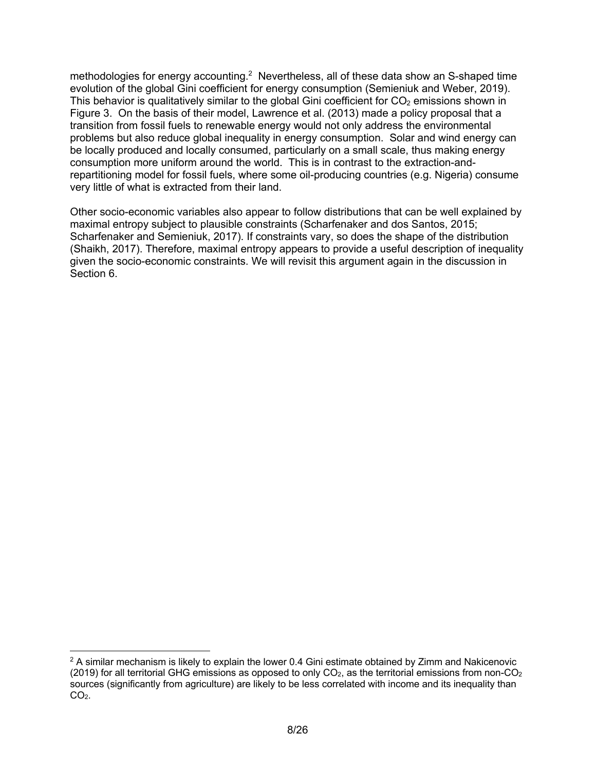methodologies for energy accounting.[2] Nevertheless, all of these data show an S-shaped time evolution of the global Gini coefficient for energy consumption (Semieniuk and Weber, 2019). This behavior is qualitatively similar to the global Gini coefficient for $CO_2$ emissions shown in Figure 3. On the basis of their model, Lawrence et al. (2013) made a policy proposal that a transition from fossil fuels to renewable energy would not only address the environmental problems but also reduce global inequality in energy consumption. Solar and wind energy can be locally produced and locally consumed, particularly on a small scale, thus making energy consumption more uniform around the world. This is in contrast to the extraction-and-repartitioning model for fossil fuels, where some oil-producing countries (e.g. Nigeria) consume very little of what is extracted from their land.

Other socio-economic variables also appear to follow distributions that can be well explained by maximal entropy subject to plausible constraints (Scharfenaker and dos Santos, 2015; Scharfenaker and Semieniuk, 2017). If constraints vary, so does the shape of the distribution (Shaikh, 2017). Therefore, maximal entropy appears to provide a useful description of inequality given the socio-economic constraints. We will revisit this argument again in the discussion in Section 6.

---

[2] A similar mechanism is likely to explain the lower 0.4 Gini estimate obtained by Zimm and Nakicenovic (2019) for all territorial GHG emissions as opposed to only $CO_2$, as the territorial emissions from non-$CO_2$ sources (significantly from agriculture) are likely to be less correlated with income and its inequality than $CO_2$.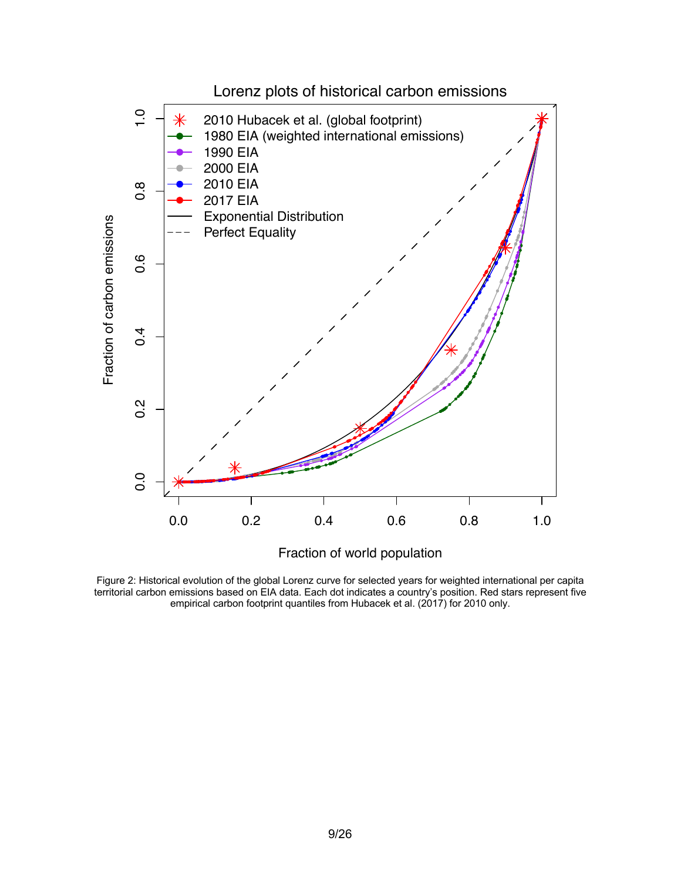Figure 2: Historical evolution of the global Lorenz curve for selected years for weighted international per capita territorial carbon emissions based on EIA data. Each dot indicates a country's position. Red stars represent five empirical carbon footprint quantiles from Hubacek et al. (2017) for 2010 only.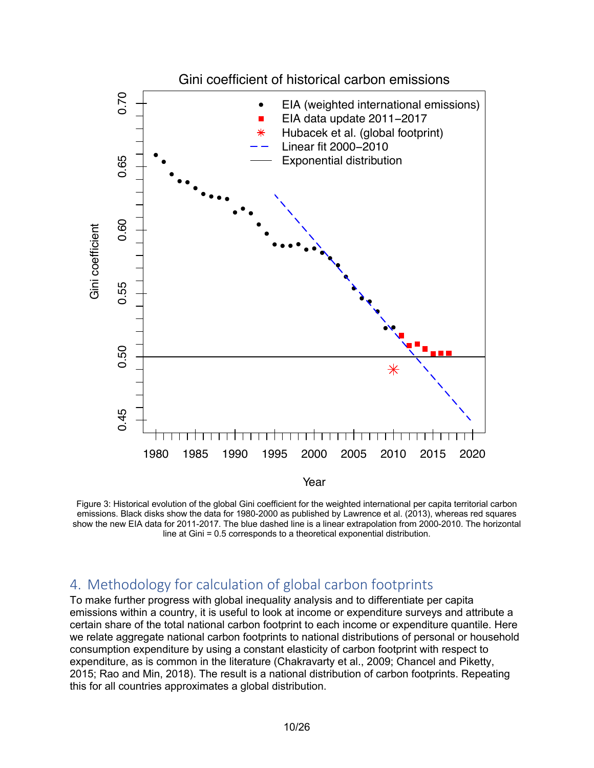Figure 3: Historical evolution of the global Gini coefficient for the weighted international per capita territorial carbon emissions. Black disks show the data for 1980-2000 as published by Lawrence et al. (2013), whereas red squares show the new EIA data for 2011-2017. The blue dashed line is a linear extrapolation from 2000-2010. The horizontal line at Gini = 0.5 corresponds to a theoretical exponential distribution.

## 4. Methodology for calculation of global carbon footprints

To make further progress with global inequality analysis and to differentiate per capita emissions within a country, it is useful to look at income or expenditure surveys and attribute a certain share of the total national carbon footprint to each income or expenditure quantile. Here we relate aggregate national carbon footprints to national distributions of personal or household consumption expenditure by using a constant elasticity of carbon footprint with respect to expenditure, as is common in the literature (Chakravarty et al., 2009; Chancel and Piketty, 2015; Rao and Min, 2018). The result is a national distribution of carbon footprints. Repeating this for all countries approximates a global distribution.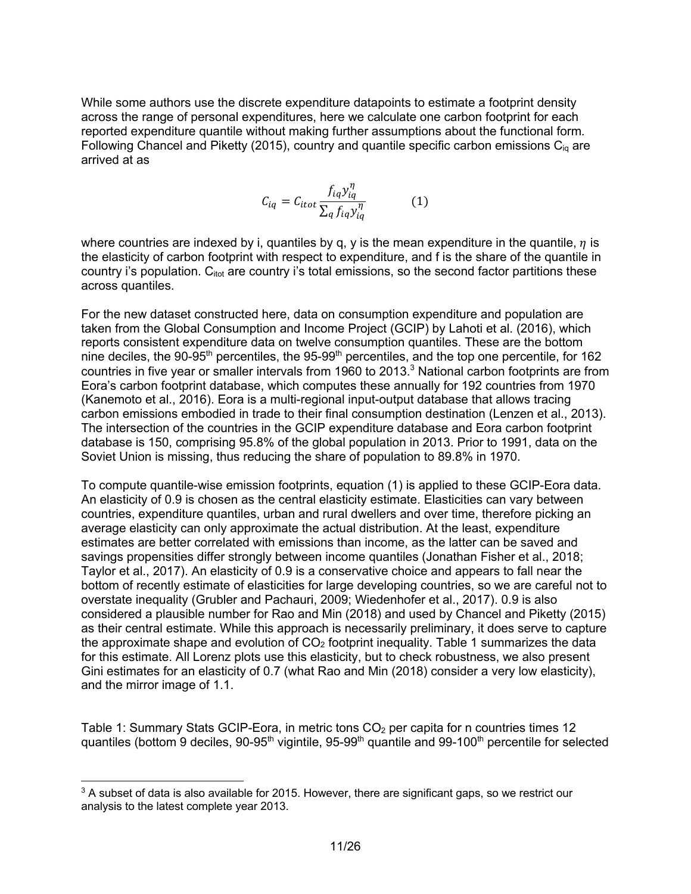While some authors use the discrete expenditure datapoints to estimate a footprint density across the range of personal expenditures, here we calculate one carbon footprint for each reported expenditure quantile without making further assumptions about the functional form. Following Chancel and Piketty (2015), country and quantile specific carbon emissions $C_{iq}$ are arrived at as

$$C_{iq} = C_{itot} \frac{f_{iq} y_{iq}^{\eta}}{\sum_q f_{iq} y_{iq}^{\eta}} \qquad (1)$$

where countries are indexed by i, quantiles by q, y is the mean expenditure in the quantile, $\eta$ is the elasticity of carbon footprint with respect to expenditure, and f is the share of the quantile in country i's population. $C_{itot}$ are country i's total emissions, so the second factor partitions these across quantiles.

For the new dataset constructed here, data on consumption expenditure and population are taken from the Global Consumption and Income Project (GCIP) by Lahoti et al. (2016), which reports consistent expenditure data on twelve consumption quantiles. These are the bottom nine deciles, the 90-95th percentiles, the 95-99th percentiles, and the top one percentile, for 162 countries in five year or smaller intervals from 1960 to 2013.[3] National carbon footprints are from Eora's carbon footprint database, which computes these annually for 192 countries from 1970 (Kanemoto et al., 2016). Eora is a multi-regional input-output database that allows tracing carbon emissions embodied in trade to their final consumption destination (Lenzen et al., 2013). The intersection of the countries in the GCIP expenditure database and Eora carbon footprint database is 150, comprising 95.8% of the global population in 2013. Prior to 1991, data on the Soviet Union is missing, thus reducing the share of population to 89.8% in 1970.

To compute quantile-wise emission footprints, equation (1) is applied to these GCIP-Eora data. An elasticity of 0.9 is chosen as the central elasticity estimate. Elasticities can vary between countries, expenditure quantiles, urban and rural dwellers and over time, therefore picking an average elasticity can only approximate the actual distribution. At the least, expenditure estimates are better correlated with emissions than income, as the latter can be saved and savings propensities differ strongly between income quantiles (Jonathan Fisher et al., 2018; Taylor et al., 2017). An elasticity of 0.9 is a conservative choice and appears to fall near the bottom of recently estimate of elasticities for large developing countries, so we are careful not to overstate inequality (Grubler and Pachauri, 2009; Wiedenhofer et al., 2017). 0.9 is also considered a plausible number for Rao and Min (2018) and used by Chancel and Piketty (2015) as their central estimate. While this approach is necessarily preliminary, it does serve to capture the approximate shape and evolution of $CO_2$ footprint inequality. Table 1 summarizes the data for this estimate. All Lorenz plots use this elasticity, but to check robustness, we also present Gini estimates for an elasticity of 0.7 (what Rao and Min (2018) consider a very low elasticity), and the mirror image of 1.1.

Table 1: Summary Stats GCIP-Eora, in metric tons $CO_2$ per capita for n countries times 12 quantiles (bottom 9 deciles, 90-95th vigintile, 95-99th quantile and 99-100th percentile for selected

[3] A subset of data is also available for 2015. However, there are significant gaps, so we restrict our analysis to the latest complete year 2013.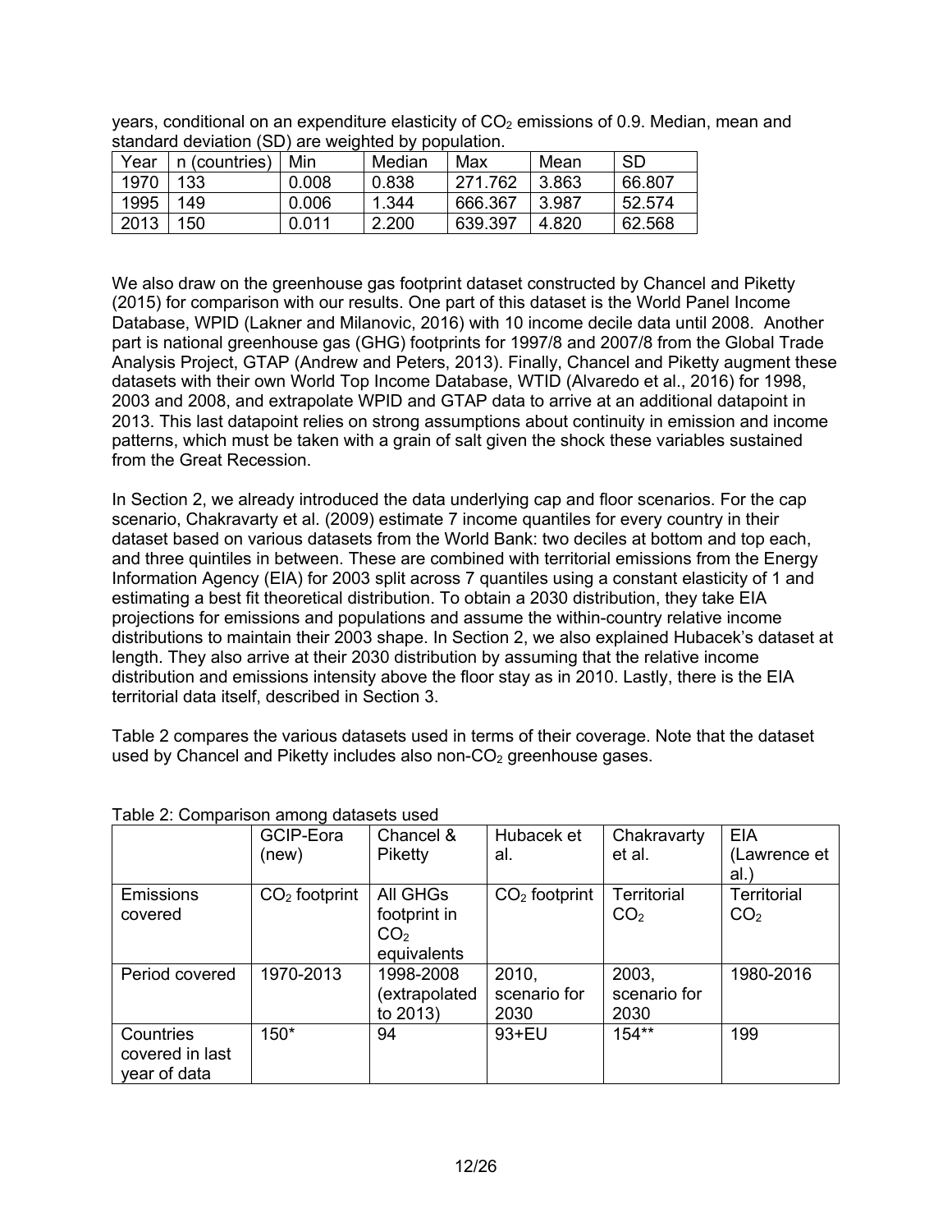years, conditional on an expenditure elasticity of $CO_2$ emissions of 0.9. Median, mean and standard deviation (SD) are weighted by population.

| Year | n (countries) | Min | Median | Max | Mean | SD |
|---|---|---|---|---|---|---|
| 1970 | 133 | 0.008 | 0.838 | 271.762 | 3.863 | 66.807 |
| 1995 | 149 | 0.006 | 1.344 | 666.367 | 3.987 | 52.574 |
| 2013 | 150 | 0.011 | 2.200 | 639.397 | 4.820 | 62.568 |

We also draw on the greenhouse gas footprint dataset constructed by Chancel and Piketty (2015) for comparison with our results. One part of this dataset is the World Panel Income Database, WPID (Lakner and Milanovic, 2016) with 10 income decile data until 2008. Another part is national greenhouse gas (GHG) footprints for 1997/8 and 2007/8 from the Global Trade Analysis Project, GTAP (Andrew and Peters, 2013). Finally, Chancel and Piketty augment these datasets with their own World Top Income Database, WTID (Alvaredo et al., 2016) for 1998, 2003 and 2008, and extrapolate WPID and GTAP data to arrive at an additional datapoint in 2013. This last datapoint relies on strong assumptions about continuity in emission and income patterns, which must be taken with a grain of salt given the shock these variables sustained from the Great Recession.

In Section 2, we already introduced the data underlying cap and floor scenarios. For the cap scenario, Chakravarty et al. (2009) estimate 7 income quantiles for every country in their dataset based on various datasets from the World Bank: two deciles at bottom and top each, and three quintiles in between. These are combined with territorial emissions from the Energy Information Agency (EIA) for 2003 split across 7 quantiles using a constant elasticity of 1 and estimating a best fit theoretical distribution. To obtain a 2030 distribution, they take EIA projections for emissions and populations and assume the within-country relative income distributions to maintain their 2003 shape. In Section 2, we also explained Hubacek's dataset at length. They also arrive at their 2030 distribution by assuming that the relative income distribution and emissions intensity above the floor stay as in 2010. Lastly, there is the EIA territorial data itself, described in Section 3.

Table 2 compares the various datasets used in terms of their coverage. Note that the dataset used by Chancel and Piketty includes also non-$CO_2$ greenhouse gases.

Table 2: Comparison among datasets used

| | GCIP-Eora (new) | Chancel & Piketty | Hubacek et al. | Chakravarty et al. | EIA (Lawrence et al.) |
|---|---|---|---|---|---|
| Emissions covered | $CO_2$ footprint | All GHGs footprint in $CO_2$ equivalents | $CO_2$ footprint | Territorial $CO_2$ | Territorial $CO_2$ |
| Period covered | 1970-2013 | 1998-2008 (extrapolated to 2013) | 2010, scenario for 2030 | 2003, scenario for 2030 | 1980-2016 |
| Countries covered in last year of data | 150* | 94 | 93+EU | 154** | 199 |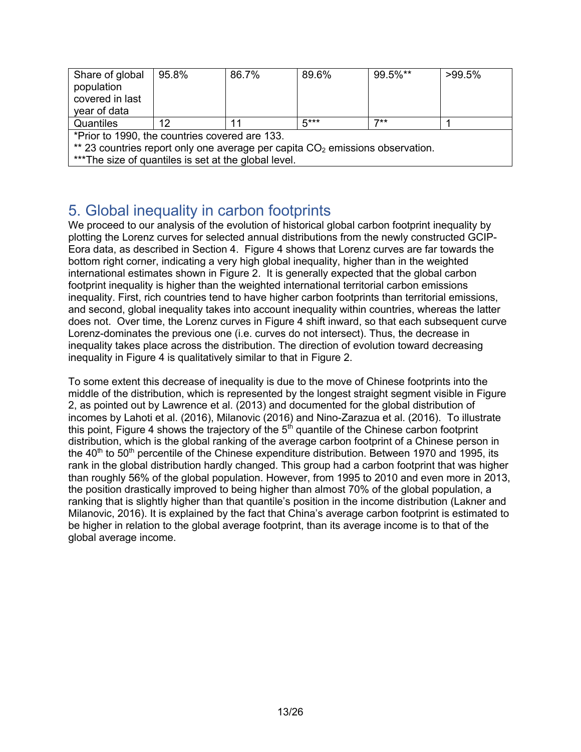| Share of global population covered in last year of data | 95.8% | 86.7% | 89.6% | 99.5%** | >99.5% |
|---|---|---|---|---|---|
| Quantiles | 12 | 11 | 5*** | 7** | 1 |

*Prior to 1990, the countries covered are 133.
** 23 countries report only one average per capita $CO_2$ emissions observation.
***The size of quantiles is set at the global level.

## 5. Global inequality in carbon footprints

We proceed to our analysis of the evolution of historical global carbon footprint inequality by plotting the Lorenz curves for selected annual distributions from the newly constructed GCIP-Eora data, as described in Section 4. Figure 4 shows that Lorenz curves are far towards the bottom right corner, indicating a very high global inequality, higher than in the weighted international estimates shown in Figure 2. It is generally expected that the global carbon footprint inequality is higher than the weighted international territorial carbon emissions inequality. First, rich countries tend to have higher carbon footprints than territorial emissions, and second, global inequality takes into account inequality within countries, whereas the latter does not. Over time, the Lorenz curves in Figure 4 shift inward, so that each subsequent curve Lorenz-dominates the previous one (i.e. curves do not intersect). Thus, the decrease in inequality takes place across the distribution. The direction of evolution toward decreasing inequality in Figure 4 is qualitatively similar to that in Figure 2.

To some extent this decrease of inequality is due to the move of Chinese footprints into the middle of the distribution, which is represented by the longest straight segment visible in Figure 2, as pointed out by Lawrence et al. (2013) and documented for the global distribution of incomes by Lahoti et al. (2016), Milanovic (2016) and Nino-Zarazua et al. (2016). To illustrate this point, Figure 4 shows the trajectory of the 5th quantile of the Chinese carbon footprint distribution, which is the global ranking of the average carbon footprint of a Chinese person in the 40th to 50th percentile of the Chinese expenditure distribution. Between 1970 and 1995, its rank in the global distribution hardly changed. This group had a carbon footprint that was higher than roughly 56% of the global population. However, from 1995 to 2010 and even more in 2013, the position drastically improved to being higher than almost 70% of the global population, a ranking that is slightly higher than that quantile's position in the income distribution (Lakner and Milanovic, 2016). It is explained by the fact that China's average carbon footprint is estimated to be higher in relation to the global average footprint, than its average income is to that of the global average income.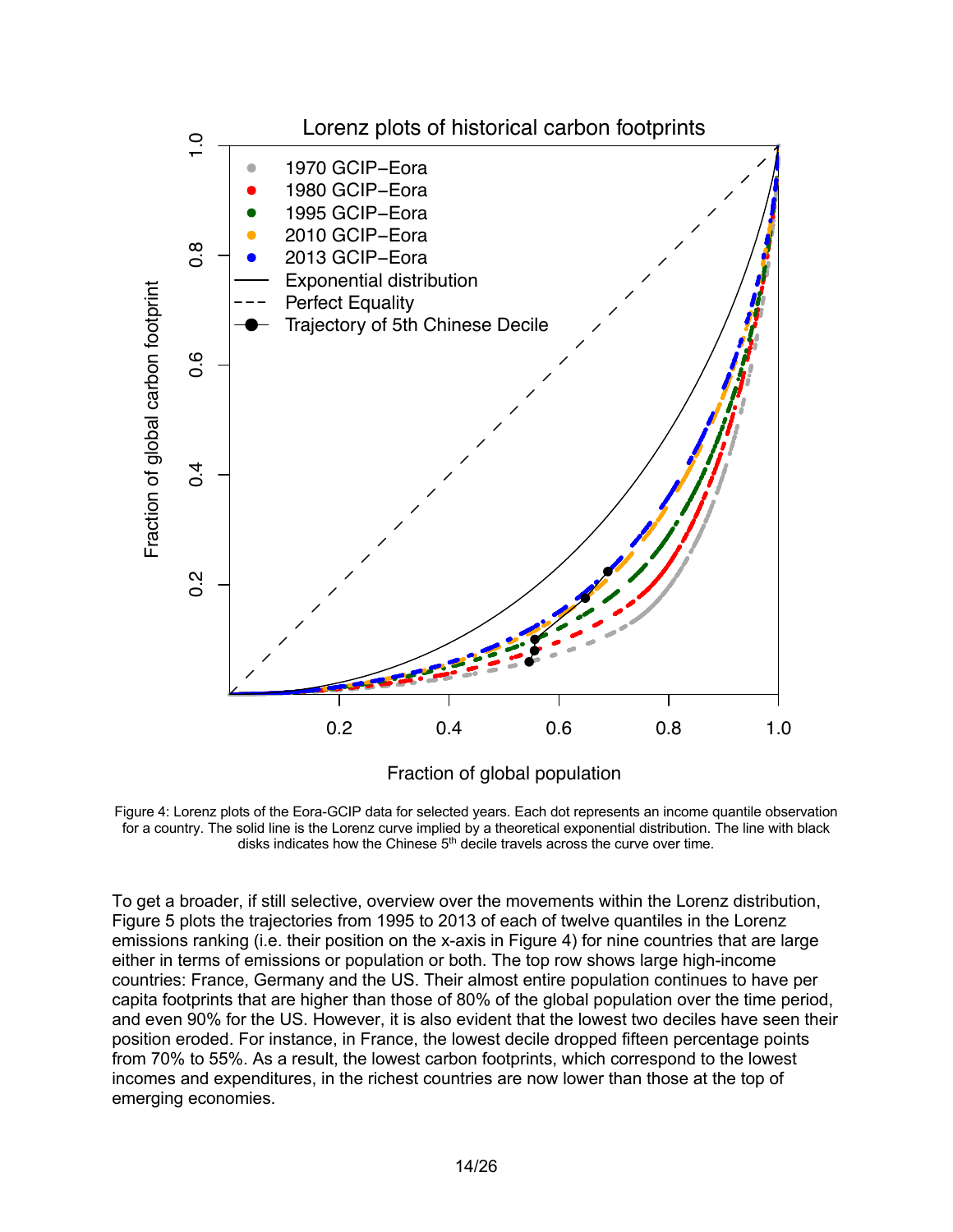Figure 4: Lorenz plots of the Eora-GCIP data for selected years. Each dot represents an income quantile observation for a country. The solid line is the Lorenz curve implied by a theoretical exponential distribution. The line with black disks indicates how the Chinese 5th decile travels across the curve over time.

To get a broader, if still selective, overview over the movements within the Lorenz distribution, Figure 5 plots the trajectories from 1995 to 2013 of each of twelve quantiles in the Lorenz emissions ranking (i.e. their position on the x-axis in Figure 4) for nine countries that are large either in terms of emissions or population or both. The top row shows large high-income countries: France, Germany and the US. Their almost entire population continues to have per capita footprints that are higher than those of 80% of the global population over the time period, and even 90% for the US. However, it is also evident that the lowest two deciles have seen their position eroded. For instance, in France, the lowest decile dropped fifteen percentage points from 70% to 55%. As a result, the lowest carbon footprints, which correspond to the lowest incomes and expenditures, in the richest countries are now lower than those at the top of emerging economies.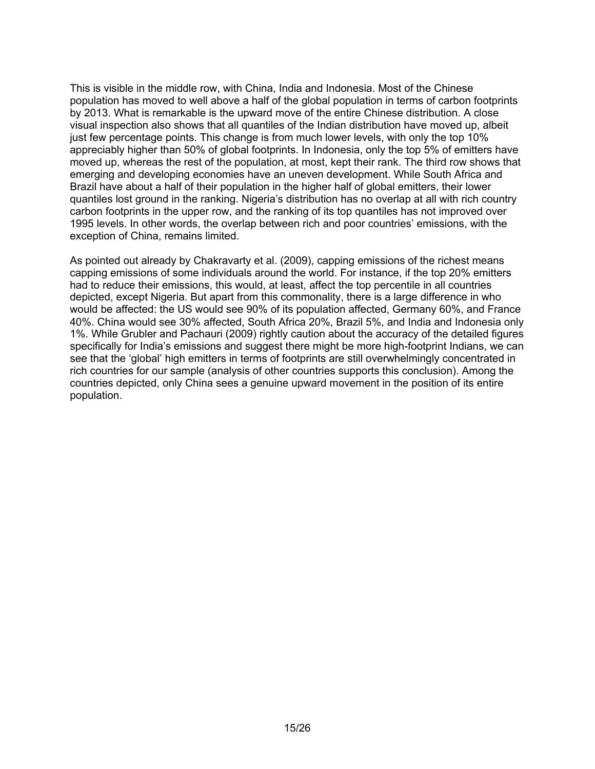This is visible in the middle row, with China, India and Indonesia. Most of the Chinese population has moved to well above a half of the global population in terms of carbon footprints by 2013. What is remarkable is the upward move of the entire Chinese distribution. A close visual inspection also shows that all quantiles of the Indian distribution have moved up, albeit just few percentage points. This change is from much lower levels, with only the top 10% appreciably higher than 50% of global footprints. In Indonesia, only the top 5% of emitters have moved up, whereas the rest of the population, at most, kept their rank. The third row shows that emerging and developing economies have an uneven development. While South Africa and Brazil have about a half of their population in the higher half of global emitters, their lower quantiles lost ground in the ranking. Nigeria's distribution has no overlap at all with rich country carbon footprints in the upper row, and the ranking of its top quantiles has not improved over 1995 levels. In other words, the overlap between rich and poor countries' emissions, with the exception of China, remains limited.

As pointed out already by Chakravarty et al. (2009), capping emissions of the richest means capping emissions of some individuals around the world. For instance, if the top 20% emitters had to reduce their emissions, this would, at least, affect the top percentile in all countries depicted, except Nigeria. But apart from this commonality, there is a large difference in who would be affected: the US would see 90% of its population affected, Germany 60%, and France 40%. China would see 30% affected, South Africa 20%, Brazil 5%, and India and Indonesia only 1%. While Grubler and Pachauri (2009) rightly caution about the accuracy of the detailed figures specifically for India's emissions and suggest there might be more high-footprint Indians, we can see that the 'global' high emitters in terms of footprints are still overwhelmingly concentrated in rich countries for our sample (analysis of other countries supports this conclusion). Among the countries depicted, only China sees a genuine upward movement in the position of its entire population.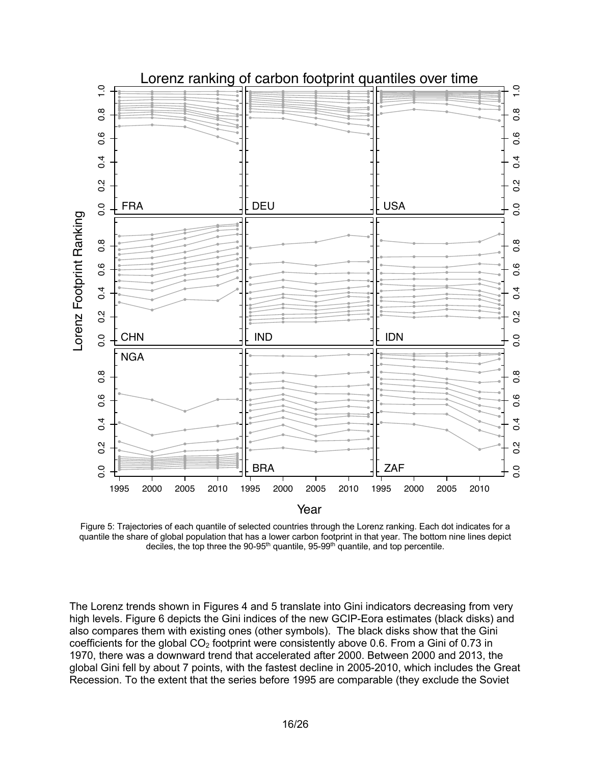Figure 5: Trajectories of each quantile of selected countries through the Lorenz ranking. Each dot indicates for a quantile the share of global population that has a lower carbon footprint in that year. The bottom nine lines depict deciles, the top three the 90-95th quantile, 95-99th quantile, and top percentile.

The Lorenz trends shown in Figures 4 and 5 translate into Gini indicators decreasing from very high levels. Figure 6 depicts the Gini indices of the new GCIP-Eora estimates (black disks) and also compares them with existing ones (other symbols). The black disks show that the Gini coefficients for the global $CO_2$ footprint were consistently above 0.6. From a Gini of 0.73 in 1970, there was a downward trend that accelerated after 2000. Between 2000 and 2013, the global Gini fell by about 7 points, with the fastest decline in 2005-2010, which includes the Great Recession. To the extent that the series before 1995 are comparable (they exclude the Soviet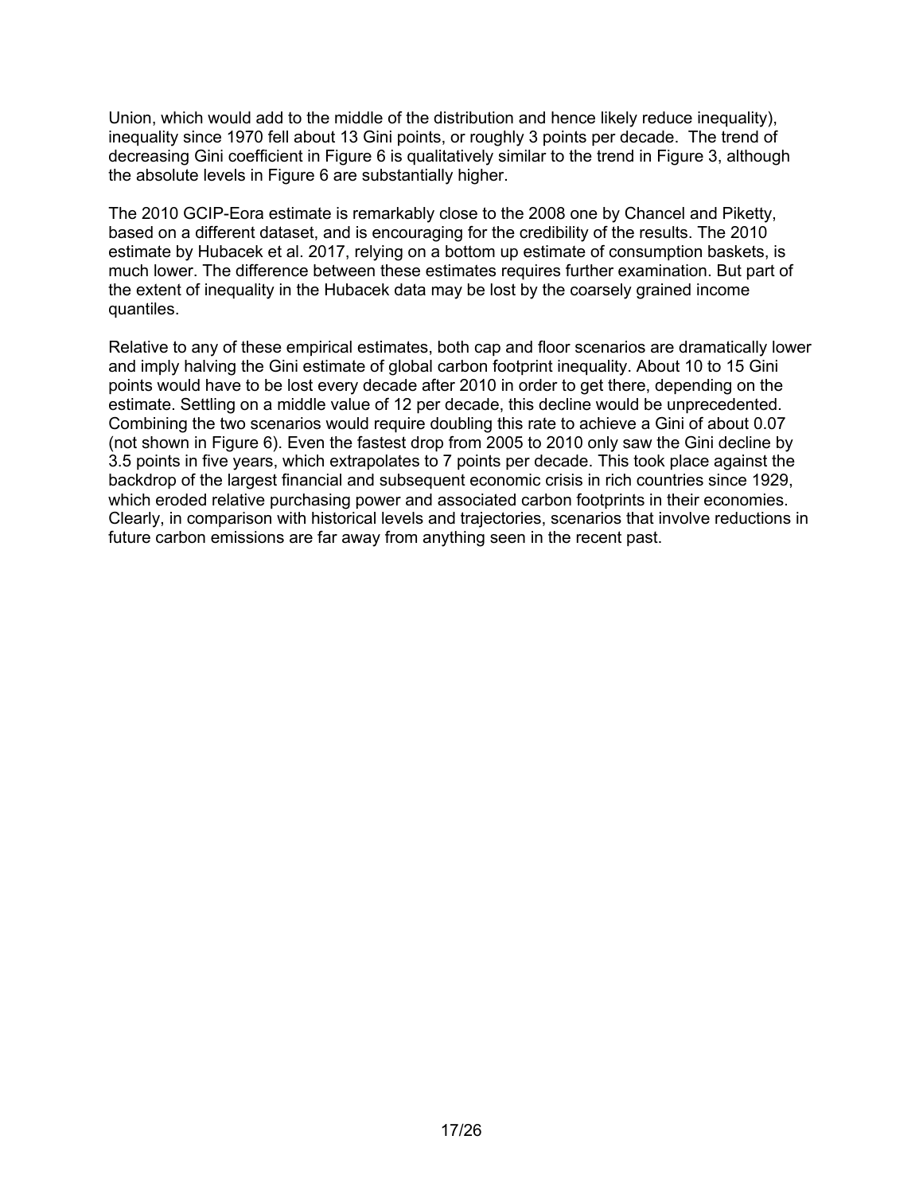Union, which would add to the middle of the distribution and hence likely reduce inequality), inequality since 1970 fell about 13 Gini points, or roughly 3 points per decade. The trend of decreasing Gini coefficient in Figure 6 is qualitatively similar to the trend in Figure 3, although the absolute levels in Figure 6 are substantially higher.

The 2010 GCIP-Eora estimate is remarkably close to the 2008 one by Chancel and Piketty, based on a different dataset, and is encouraging for the credibility of the results. The 2010 estimate by Hubacek et al. 2017, relying on a bottom up estimate of consumption baskets, is much lower. The difference between these estimates requires further examination. But part of the extent of inequality in the Hubacek data may be lost by the coarsely grained income quantiles.

Relative to any of these empirical estimates, both cap and floor scenarios are dramatically lower and imply halving the Gini estimate of global carbon footprint inequality. About 10 to 15 Gini points would have to be lost every decade after 2010 in order to get there, depending on the estimate. Settling on a middle value of 12 per decade, this decline would be unprecedented. Combining the two scenarios would require doubling this rate to achieve a Gini of about 0.07 (not shown in Figure 6). Even the fastest drop from 2005 to 2010 only saw the Gini decline by 3.5 points in five years, which extrapolates to 7 points per decade. This took place against the backdrop of the largest financial and subsequent economic crisis in rich countries since 1929, which eroded relative purchasing power and associated carbon footprints in their economies. Clearly, in comparison with historical levels and trajectories, scenarios that involve reductions in future carbon emissions are far away from anything seen in the recent past.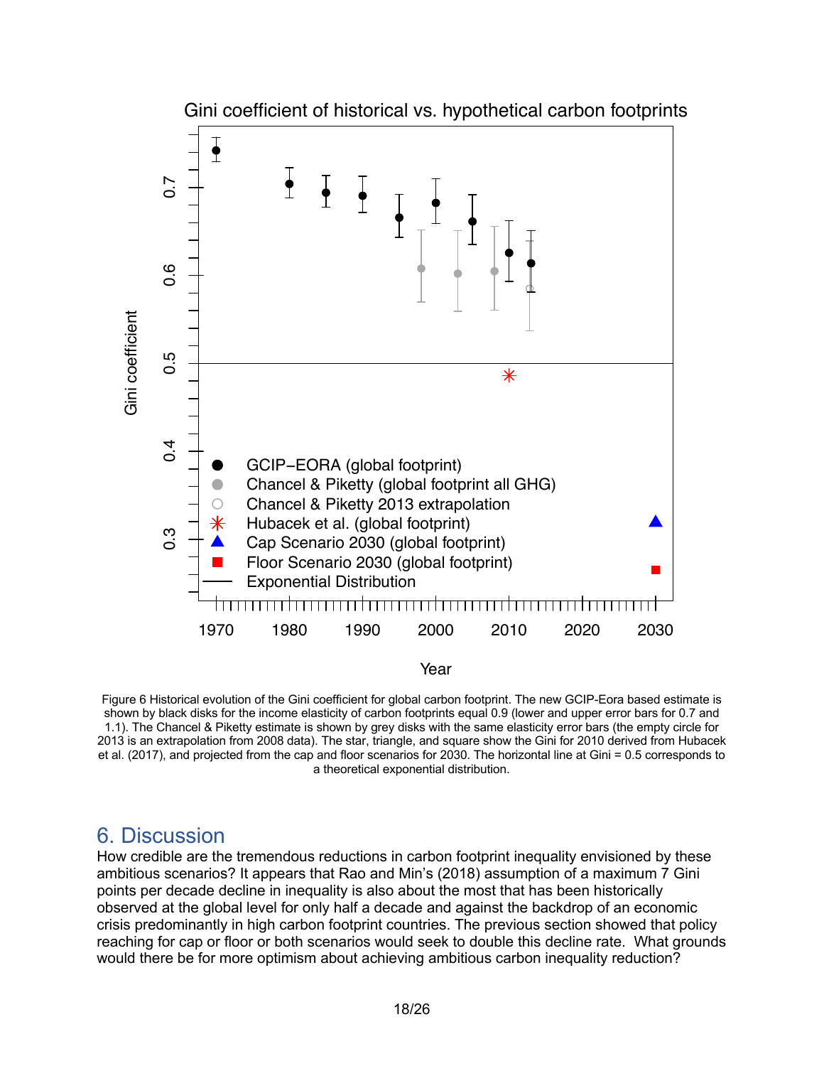Figure 6 Historical evolution of the Gini coefficient for global carbon footprint. The new GCIP-Eora based estimate is shown by black disks for the income elasticity of carbon footprints equal 0.9 (lower and upper error bars for 0.7 and 1.1). The Chancel & Piketty estimate is shown by grey disks with the same elasticity error bars (the empty circle for 2013 is an extrapolation from 2008 data). The star, triangle, and square show the Gini for 2010 derived from Hubacek et al. (2017), and projected from the cap and floor scenarios for 2030. The horizontal line at Gini = 0.5 corresponds to a theoretical exponential distribution.

## 6. Discussion

How credible are the tremendous reductions in carbon footprint inequality envisioned by these ambitious scenarios? It appears that Rao and Min's (2018) assumption of a maximum 7 Gini points per decade decline in inequality is also about the most that has been historically observed at the global level for only half a decade and against the backdrop of an economic crisis predominantly in high carbon footprint countries. The previous section showed that policy reaching for cap or floor or both scenarios would seek to double this decline rate. What grounds would there be for more optimism about achieving ambitious carbon inequality reduction?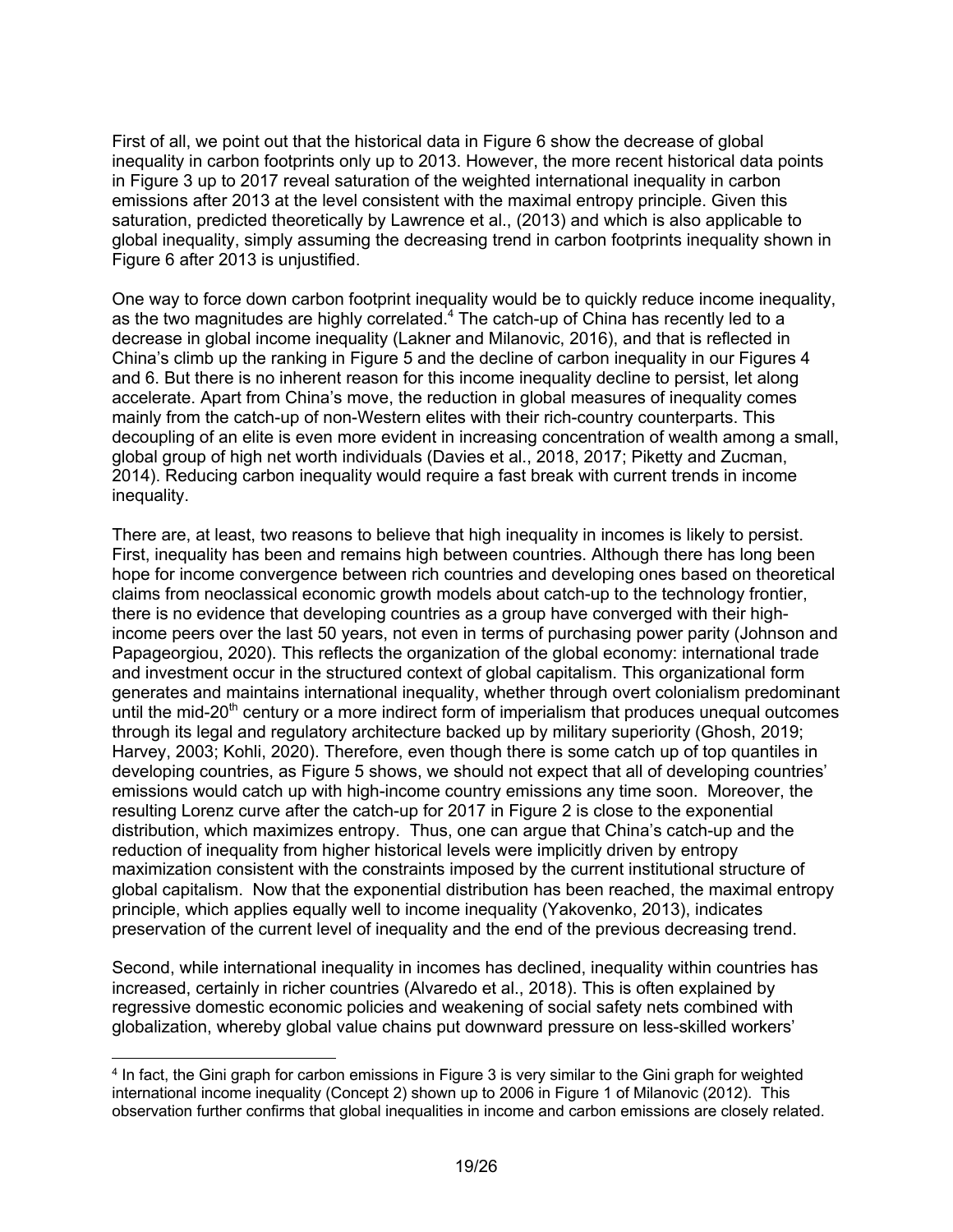First of all, we point out that the historical data in Figure 6 show the decrease of global inequality in carbon footprints only up to 2013. However, the more recent historical data points in Figure 3 up to 2017 reveal saturation of the weighted international inequality in carbon emissions after 2013 at the level consistent with the maximal entropy principle. Given this saturation, predicted theoretically by Lawrence et al., (2013) and which is also applicable to global inequality, simply assuming the decreasing trend in carbon footprints inequality shown in Figure 6 after 2013 is unjustified.

One way to force down carbon footprint inequality would be to quickly reduce income inequality, as the two magnitudes are highly correlated.[4] The catch-up of China has recently led to a decrease in global income inequality (Lakner and Milanovic, 2016), and that is reflected in China's climb up the ranking in Figure 5 and the decline of carbon inequality in our Figures 4 and 6. But there is no inherent reason for this income inequality decline to persist, let along accelerate. Apart from China's move, the reduction in global measures of inequality comes mainly from the catch-up of non-Western elites with their rich-country counterparts. This decoupling of an elite is even more evident in increasing concentration of wealth among a small, global group of high net worth individuals (Davies et al., 2018, 2017; Piketty and Zucman, 2014). Reducing carbon inequality would require a fast break with current trends in income inequality.

There are, at least, two reasons to believe that high inequality in incomes is likely to persist. First, inequality has been and remains high between countries. Although there has long been hope for income convergence between rich countries and developing ones based on theoretical claims from neoclassical economic growth models about catch-up to the technology frontier, there is no evidence that developing countries as a group have converged with their high-income peers over the last 50 years, not even in terms of purchasing power parity (Johnson and Papageorgiou, 2020). This reflects the organization of the global economy: international trade and investment occur in the structured context of global capitalism. This organizational form generates and maintains international inequality, whether through overt colonialism predominant until the mid-20th century or a more indirect form of imperialism that produces unequal outcomes through its legal and regulatory architecture backed up by military superiority (Ghosh, 2019; Harvey, 2003; Kohli, 2020). Therefore, even though there is some catch up of top quantiles in developing countries, as Figure 5 shows, we should not expect that all of developing countries' emissions would catch up with high-income country emissions any time soon. Moreover, the resulting Lorenz curve after the catch-up for 2017 in Figure 2 is close to the exponential distribution, which maximizes entropy. Thus, one can argue that China's catch-up and the reduction of inequality from higher historical levels were implicitly driven by entropy maximization consistent with the constraints imposed by the current institutional structure of global capitalism. Now that the exponential distribution has been reached, the maximal entropy principle, which applies equally well to income inequality (Yakovenko, 2013), indicates preservation of the current level of inequality and the end of the previous decreasing trend.

Second, while international inequality in incomes has declined, inequality within countries has increased, certainly in richer countries (Alvaredo et al., 2018). This is often explained by regressive domestic economic policies and weakening of social safety nets combined with globalization, whereby global value chains put downward pressure on less-skilled workers'

[4] In fact, the Gini graph for carbon emissions in Figure 3 is very similar to the Gini graph for weighted international income inequality (Concept 2) shown up to 2006 in Figure 1 of Milanovic (2012). This observation further confirms that global inequalities in income and carbon emissions are closely related.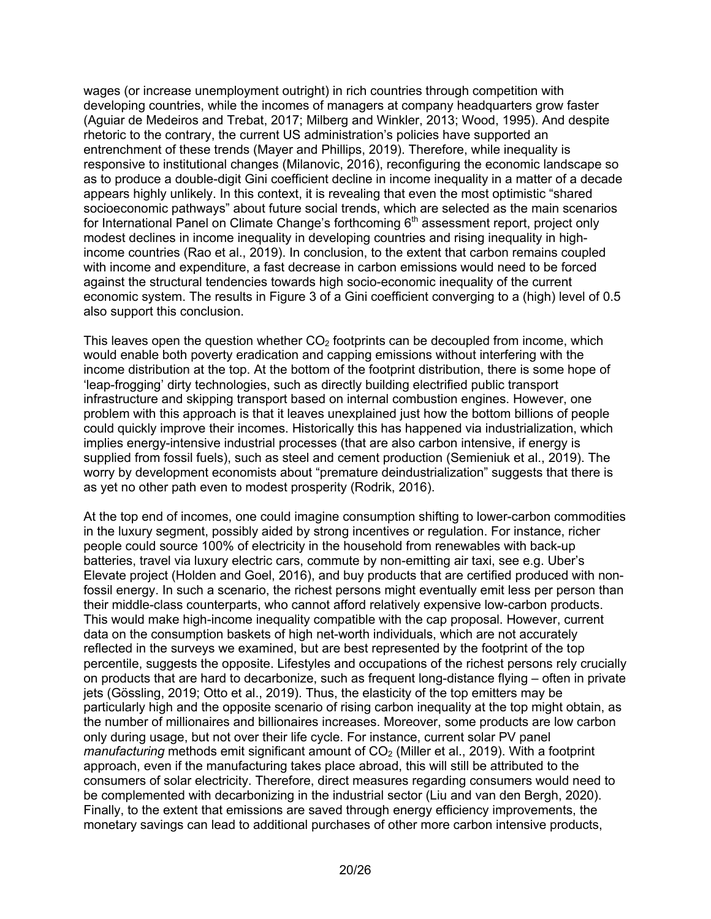wages (or increase unemployment outright) in rich countries through competition with developing countries, while the incomes of managers at company headquarters grow faster (Aguiar de Medeiros and Trebat, 2017; Milberg and Winkler, 2013; Wood, 1995). And despite rhetoric to the contrary, the current US administration's policies have supported an entrenchment of these trends (Mayer and Phillips, 2019). Therefore, while inequality is responsive to institutional changes (Milanovic, 2016), reconfiguring the economic landscape so as to produce a double-digit Gini coefficient decline in income inequality in a matter of a decade appears highly unlikely. In this context, it is revealing that even the most optimistic "shared socioeconomic pathways" about future social trends, which are selected as the main scenarios for International Panel on Climate Change's forthcoming 6th assessment report, project only modest declines in income inequality in developing countries and rising inequality in high-income countries (Rao et al., 2019). In conclusion, to the extent that carbon remains coupled with income and expenditure, a fast decrease in carbon emissions would need to be forced against the structural tendencies towards high socio-economic inequality of the current economic system. The results in Figure 3 of a Gini coefficient converging to a (high) level of 0.5 also support this conclusion.

This leaves open the question whether $CO_2$ footprints can be decoupled from income, which would enable both poverty eradication and capping emissions without interfering with the income distribution at the top. At the bottom of the footprint distribution, there is some hope of 'leap-frogging' dirty technologies, such as directly building electrified public transport infrastructure and skipping transport based on internal combustion engines. However, one problem with this approach is that it leaves unexplained just how the bottom billions of people could quickly improve their incomes. Historically this has happened via industrialization, which implies energy-intensive industrial processes (that are also carbon intensive, if energy is supplied from fossil fuels), such as steel and cement production (Semieniuk et al., 2019). The worry by development economists about "premature deindustrialization" suggests that there is as yet no other path even to modest prosperity (Rodrik, 2016).

At the top end of incomes, one could imagine consumption shifting to lower-carbon commodities in the luxury segment, possibly aided by strong incentives or regulation. For instance, richer people could source 100% of electricity in the household from renewables with back-up batteries, travel via luxury electric cars, commute by non-emitting air taxi, see e.g. Uber's Elevate project (Holden and Goel, 2016), and buy products that are certified produced with non-fossil energy. In such a scenario, the richest persons might eventually emit less per person than their middle-class counterparts, who cannot afford relatively expensive low-carbon products. This would make high-income inequality compatible with the cap proposal. However, current data on the consumption baskets of high net-worth individuals, which are not accurately reflected in the surveys we examined, but are best represented by the footprint of the top percentile, suggests the opposite. Lifestyles and occupations of the richest persons rely crucially on products that are hard to decarbonize, such as frequent long-distance flying – often in private jets (Gössling, 2019; Otto et al., 2019). Thus, the elasticity of the top emitters may be particularly high and the opposite scenario of rising carbon inequality at the top might obtain, as the number of millionaires and billionaires increases. Moreover, some products are low carbon only during usage, but not over their life cycle. For instance, current solar PV panel *manufacturing* methods emit significant amount of $CO_2$ (Miller et al., 2019). With a footprint approach, even if the manufacturing takes place abroad, this will still be attributed to the consumers of solar electricity. Therefore, direct measures regarding consumers would need to be complemented with decarbonizing in the industrial sector (Liu and van den Bergh, 2020). Finally, to the extent that emissions are saved through energy efficiency improvements, the monetary savings can lead to additional purchases of other more carbon intensive products,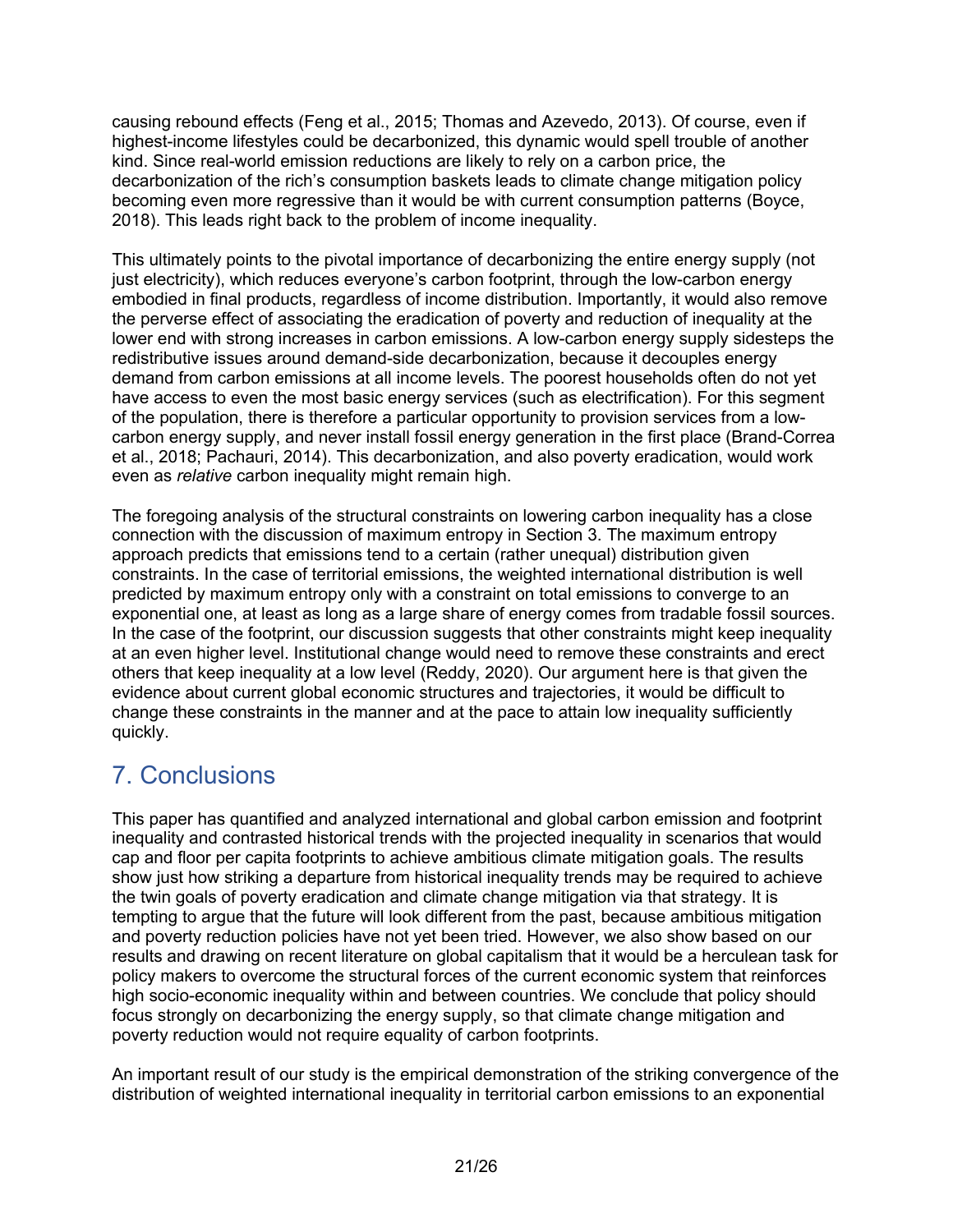causing rebound effects (Feng et al., 2015; Thomas and Azevedo, 2013). Of course, even if highest-income lifestyles could be decarbonized, this dynamic would spell trouble of another kind. Since real-world emission reductions are likely to rely on a carbon price, the decarbonization of the rich's consumption baskets leads to climate change mitigation policy becoming even more regressive than it would be with current consumption patterns (Boyce, 2018). This leads right back to the problem of income inequality.

This ultimately points to the pivotal importance of decarbonizing the entire energy supply (not just electricity), which reduces everyone's carbon footprint, through the low-carbon energy embodied in final products, regardless of income distribution. Importantly, it would also remove the perverse effect of associating the eradication of poverty and reduction of inequality at the lower end with strong increases in carbon emissions. A low-carbon energy supply sidesteps the redistributive issues around demand-side decarbonization, because it decouples energy demand from carbon emissions at all income levels. The poorest households often do not yet have access to even the most basic energy services (such as electrification). For this segment of the population, there is therefore a particular opportunity to provision services from a low-carbon energy supply, and never install fossil energy generation in the first place (Brand-Correa et al., 2018; Pachauri, 2014). This decarbonization, and also poverty eradication, would work even as *relative* carbon inequality might remain high.

The foregoing analysis of the structural constraints on lowering carbon inequality has a close connection with the discussion of maximum entropy in Section 3. The maximum entropy approach predicts that emissions tend to a certain (rather unequal) distribution given constraints. In the case of territorial emissions, the weighted international distribution is well predicted by maximum entropy only with a constraint on total emissions to converge to an exponential one, at least as long as a large share of energy comes from tradable fossil sources. In the case of the footprint, our discussion suggests that other constraints might keep inequality at an even higher level. Institutional change would need to remove these constraints and erect others that keep inequality at a low level (Reddy, 2020). Our argument here is that given the evidence about current global economic structures and trajectories, it would be difficult to change these constraints in the manner and at the pace to attain low inequality sufficiently quickly.

## 7. Conclusions

This paper has quantified and analyzed international and global carbon emission and footprint inequality and contrasted historical trends with the projected inequality in scenarios that would cap and floor per capita footprints to achieve ambitious climate mitigation goals. The results show just how striking a departure from historical inequality trends may be required to achieve the twin goals of poverty eradication and climate change mitigation via that strategy. It is tempting to argue that the future will look different from the past, because ambitious mitigation and poverty reduction policies have not yet been tried. However, we also show based on our results and drawing on recent literature on global capitalism that it would be a herculean task for policy makers to overcome the structural forces of the current economic system that reinforces high socio-economic inequality within and between countries. We conclude that policy should focus strongly on decarbonizing the energy supply, so that climate change mitigation and poverty reduction would not require equality of carbon footprints.

An important result of our study is the empirical demonstration of the striking convergence of the distribution of weighted international inequality in territorial carbon emissions to an exponential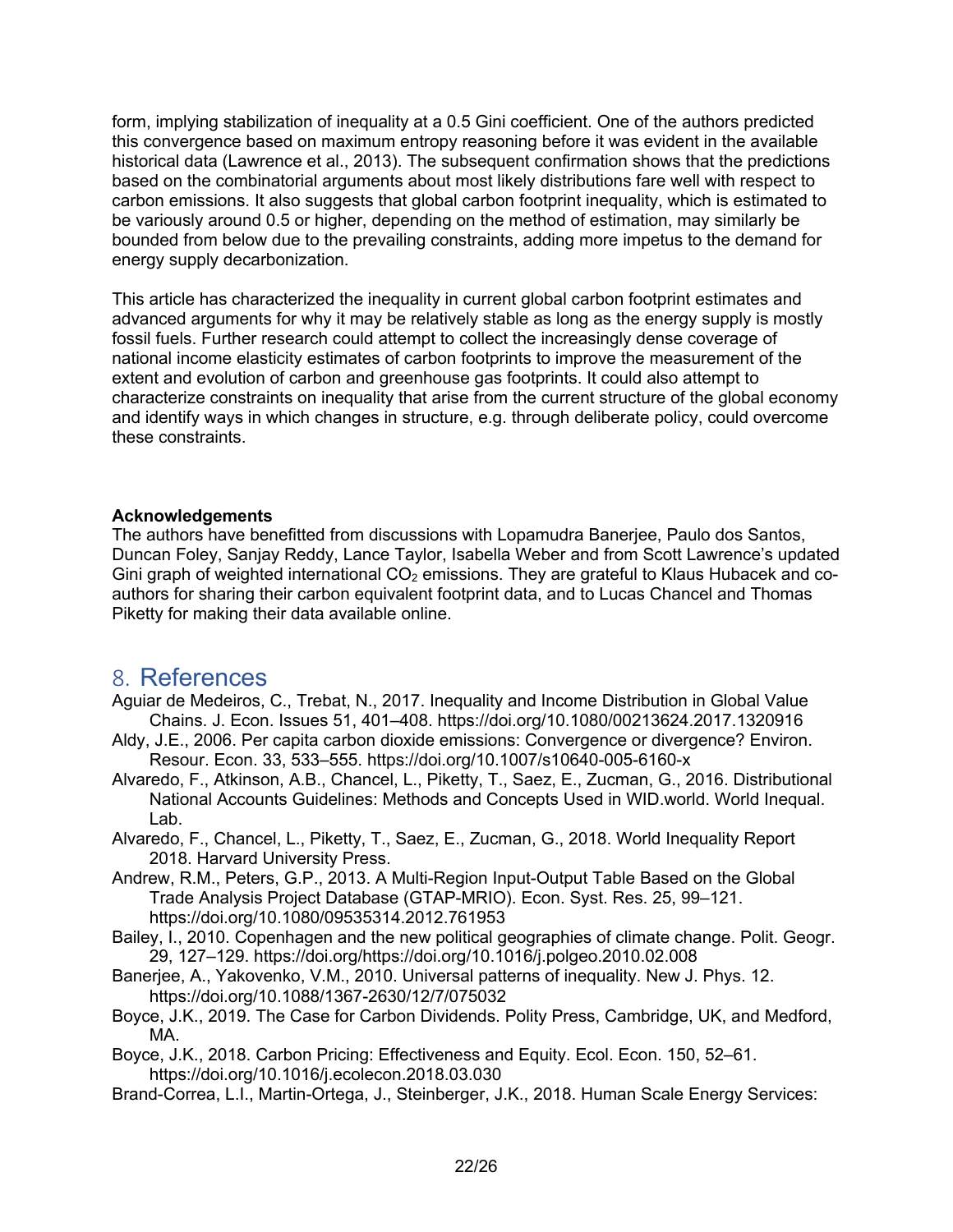form, implying stabilization of inequality at a 0.5 Gini coefficient. One of the authors predicted this convergence based on maximum entropy reasoning before it was evident in the available historical data (Lawrence et al., 2013). The subsequent confirmation shows that the predictions based on the combinatorial arguments about most likely distributions fare well with respect to carbon emissions. It also suggests that global carbon footprint inequality, which is estimated to be variously around 0.5 or higher, depending on the method of estimation, may similarly be bounded from below due to the prevailing constraints, adding more impetus to the demand for energy supply decarbonization.

This article has characterized the inequality in current global carbon footprint estimates and advanced arguments for why it may be relatively stable as long as the energy supply is mostly fossil fuels. Further research could attempt to collect the increasingly dense coverage of national income elasticity estimates of carbon footprints to improve the measurement of the extent and evolution of carbon and greenhouse gas footprints. It could also attempt to characterize constraints on inequality that arise from the current structure of the global economy and identify ways in which changes in structure, e.g. through deliberate policy, could overcome these constraints.

**Acknowledgements**

The authors have benefitted from discussions with Lopamudra Banerjee, Paulo dos Santos, Duncan Foley, Sanjay Reddy, Lance Taylor, Isabella Weber and from Scott Lawrence's updated Gini graph of weighted international $CO_2$ emissions. They are grateful to Klaus Hubacek and co-authors for sharing their carbon equivalent footprint data, and to Lucas Chancel and Thomas Piketty for making their data available online.

## 8. References

Aguiar de Medeiros, C., Trebat, N., 2017. Inequality and Income Distribution in Global Value Chains. J. Econ. Issues 51, 401–408. https://doi.org/10.1080/00213624.2017.1320916

Aldy, J.E., 2006. Per capita carbon dioxide emissions: Convergence or divergence? Environ. Resour. Econ. 33, 533–555. https://doi.org/10.1007/s10640-005-6160-x

Alvaredo, F., Atkinson, A.B., Chancel, L., Piketty, T., Saez, E., Zucman, G., 2016. Distributional National Accounts Guidelines: Methods and Concepts Used in WID.world. World Inequal. Lab.

Alvaredo, F., Chancel, L., Piketty, T., Saez, E., Zucman, G., 2018. World Inequality Report 2018. Harvard University Press.

Andrew, R.M., Peters, G.P., 2013. A Multi-Region Input-Output Table Based on the Global Trade Analysis Project Database (GTAP-MRIO). Econ. Syst. Res. 25, 99–121. https://doi.org/10.1080/09535314.2012.761953

Bailey, I., 2010. Copenhagen and the new political geographies of climate change. Polit. Geogr. 29, 127–129. https://doi.org/https://doi.org/10.1016/j.polgeo.2010.02.008

Banerjee, A., Yakovenko, V.M., 2010. Universal patterns of inequality. New J. Phys. 12. https://doi.org/10.1088/1367-2630/12/7/075032

Boyce, J.K., 2019. The Case for Carbon Dividends. Polity Press, Cambridge, UK, and Medford, MA.

Boyce, J.K., 2018. Carbon Pricing: Effectiveness and Equity. Ecol. Econ. 150, 52–61. https://doi.org/10.1016/j.ecolecon.2018.03.030

Brand-Correa, L.I., Martin-Ortega, J., Steinberger, J.K., 2018. Human Scale Energy Services: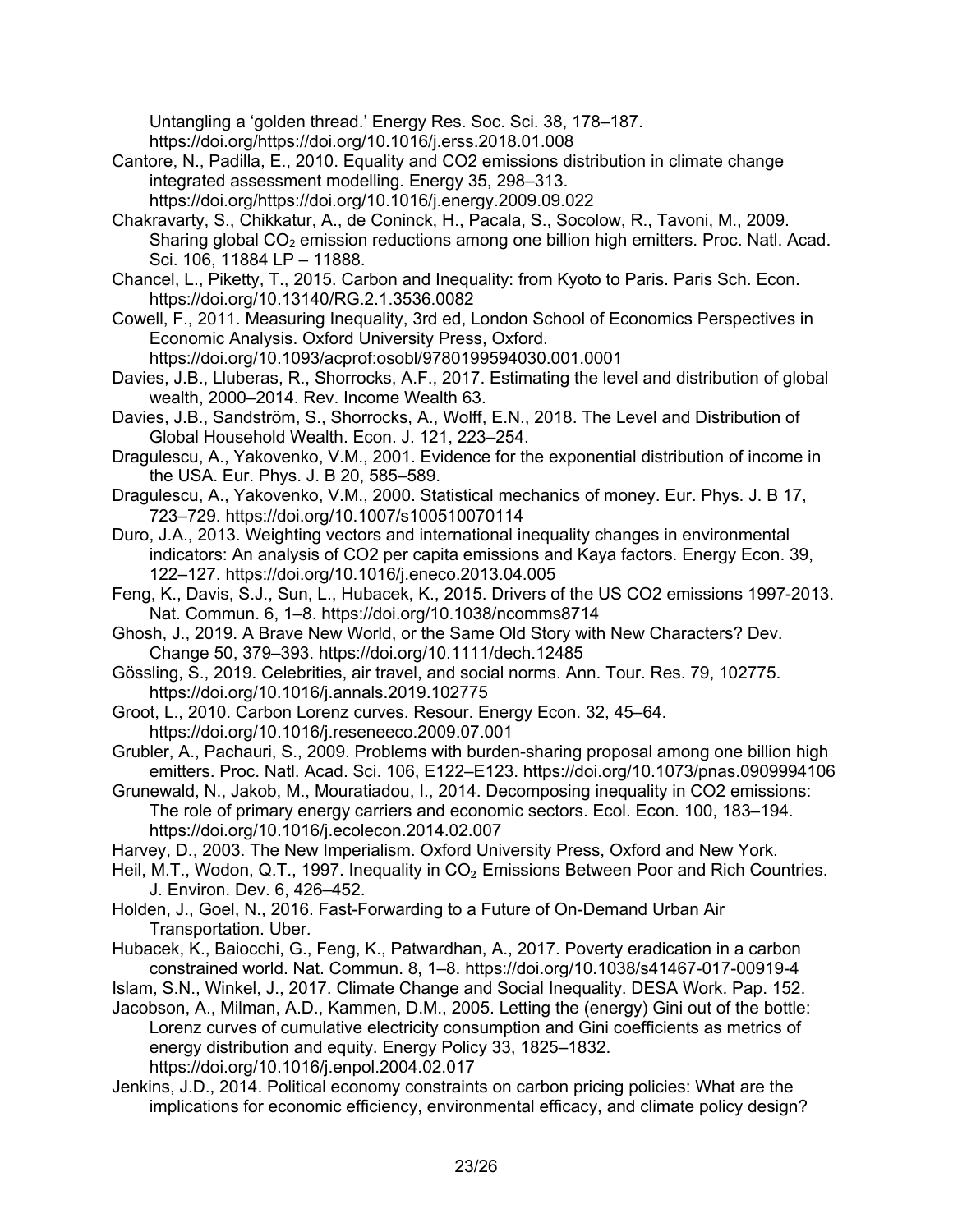Untangling a 'golden thread.' Energy Res. Soc. Sci. 38, 178–187. https://doi.org/https://doi.org/10.1016/j.erss.2018.01.008

Cantore, N., Padilla, E., 2010. Equality and CO2 emissions distribution in climate change integrated assessment modelling. Energy 35, 298–313. https://doi.org/https://doi.org/10.1016/j.energy.2009.09.022

Chakravarty, S., Chikkatur, A., de Coninck, H., Pacala, S., Socolow, R., Tavoni, M., 2009. Sharing global $CO_2$ emission reductions among one billion high emitters. Proc. Natl. Acad. Sci. 106, 11884 LP – 11888.

Chancel, L., Piketty, T., 2015. Carbon and Inequality: from Kyoto to Paris. Paris Sch. Econ. https://doi.org/10.13140/RG.2.1.3536.0082

Cowell, F., 2011. Measuring Inequality, 3rd ed, London School of Economics Perspectives in Economic Analysis. Oxford University Press, Oxford. https://doi.org/10.1093/acprof:osobl/9780199594030.001.0001

Davies, J.B., Lluberas, R., Shorrocks, A.F., 2017. Estimating the level and distribution of global wealth, 2000–2014. Rev. Income Wealth 63.

Davies, J.B., Sandström, S., Shorrocks, A., Wolff, E.N., 2018. The Level and Distribution of Global Household Wealth. Econ. J. 121, 223–254.

Dragulescu, A., Yakovenko, V.M., 2001. Evidence for the exponential distribution of income in the USA. Eur. Phys. J. B 20, 585–589.

Dragulescu, A., Yakovenko, V.M., 2000. Statistical mechanics of money. Eur. Phys. J. B 17, 723–729. https://doi.org/10.1007/s100510070114

Duro, J.A., 2013. Weighting vectors and international inequality changes in environmental indicators: An analysis of CO2 per capita emissions and Kaya factors. Energy Econ. 39, 122–127. https://doi.org/10.1016/j.eneco.2013.04.005

Feng, K., Davis, S.J., Sun, L., Hubacek, K., 2015. Drivers of the US CO2 emissions 1997-2013. Nat. Commun. 6, 1–8. https://doi.org/10.1038/ncomms8714

Ghosh, J., 2019. A Brave New World, or the Same Old Story with New Characters? Dev. Change 50, 379–393. https://doi.org/10.1111/dech.12485

Gössling, S., 2019. Celebrities, air travel, and social norms. Ann. Tour. Res. 79, 102775. https://doi.org/10.1016/j.annals.2019.102775

Groot, L., 2010. Carbon Lorenz curves. Resour. Energy Econ. 32, 45–64. https://doi.org/10.1016/j.reseneeco.2009.07.001

Grubler, A., Pachauri, S., 2009. Problems with burden-sharing proposal among one billion high emitters. Proc. Natl. Acad. Sci. 106, E122–E123. https://doi.org/10.1073/pnas.0909994106

Grunewald, N., Jakob, M., Mouratiadou, I., 2014. Decomposing inequality in CO2 emissions: The role of primary energy carriers and economic sectors. Ecol. Econ. 100, 183–194. https://doi.org/10.1016/j.ecolecon.2014.02.007

Harvey, D., 2003. The New Imperialism. Oxford University Press, Oxford and New York.

Heil, M.T., Wodon, Q.T., 1997. Inequality in $CO_2$ Emissions Between Poor and Rich Countries. J. Environ. Dev. 6, 426–452.

Holden, J., Goel, N., 2016. Fast-Forwarding to a Future of On-Demand Urban Air Transportation. Uber.

Hubacek, K., Baiocchi, G., Feng, K., Patwardhan, A., 2017. Poverty eradication in a carbon constrained world. Nat. Commun. 8, 1–8. https://doi.org/10.1038/s41467-017-00919-4

Islam, S.N., Winkel, J., 2017. Climate Change and Social Inequality. DESA Work. Pap. 152.

Jacobson, A., Milman, A.D., Kammen, D.M., 2005. Letting the (energy) Gini out of the bottle: Lorenz curves of cumulative electricity consumption and Gini coefficients as metrics of energy distribution and equity. Energy Policy 33, 1825–1832. https://doi.org/10.1016/j.enpol.2004.02.017

Jenkins, J.D., 2014. Political economy constraints on carbon pricing policies: What are the implications for economic efficiency, environmental efficacy, and climate policy design?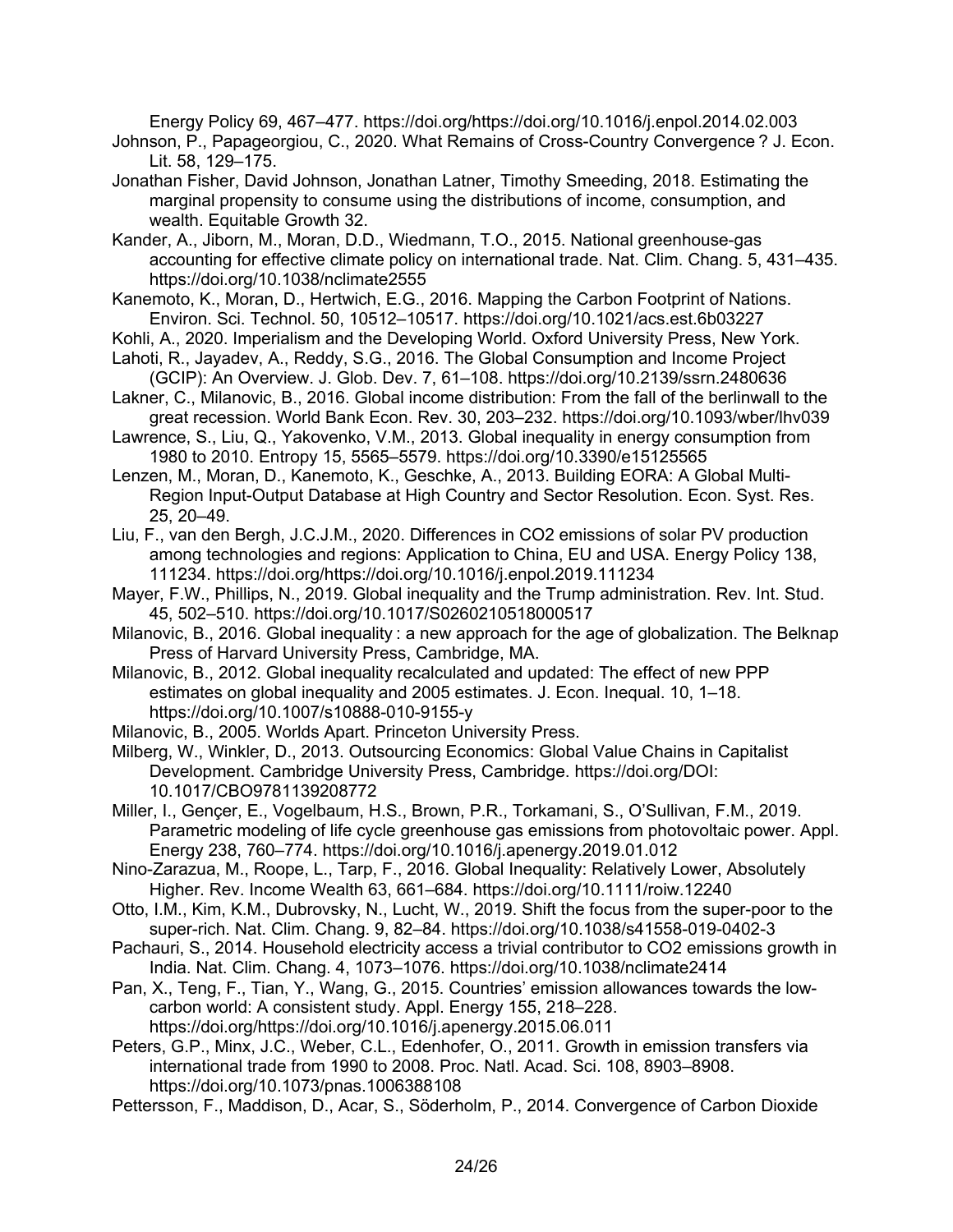Energy Policy 69, 467–477. https://doi.org/https://doi.org/10.1016/j.enpol.2014.02.003

Johnson, P., Papageorgiou, C., 2020. What Remains of Cross-Country Convergence ? J. Econ. Lit. 58, 129–175.

Jonathan Fisher, David Johnson, Jonathan Latner, Timothy Smeeding, 2018. Estimating the marginal propensity to consume using the distributions of income, consumption, and wealth. Equitable Growth 32.

Kander, A., Jiborn, M., Moran, D.D., Wiedmann, T.O., 2015. National greenhouse-gas accounting for effective climate policy on international trade. Nat. Clim. Chang. 5, 431–435. https://doi.org/10.1038/nclimate2555

Kanemoto, K., Moran, D., Hertwich, E.G., 2016. Mapping the Carbon Footprint of Nations. Environ. Sci. Technol. 50, 10512–10517. https://doi.org/10.1021/acs.est.6b03227

Kohli, A., 2020. Imperialism and the Developing World. Oxford University Press, New York.

Lahoti, R., Jayadev, A., Reddy, S.G., 2016. The Global Consumption and Income Project (GCIP): An Overview. J. Glob. Dev. 7, 61–108. https://doi.org/10.2139/ssrn.2480636

Lakner, C., Milanovic, B., 2016. Global income distribution: From the fall of the berlinwall to the great recession. World Bank Econ. Rev. 30, 203–232. https://doi.org/10.1093/wber/lhv039

Lawrence, S., Liu, Q., Yakovenko, V.M., 2013. Global inequality in energy consumption from 1980 to 2010. Entropy 15, 5565–5579. https://doi.org/10.3390/e15125565

Lenzen, M., Moran, D., Kanemoto, K., Geschke, A., 2013. Building EORA: A Global Multi-Region Input-Output Database at High Country and Sector Resolution. Econ. Syst. Res. 25, 20–49.

Liu, F., van den Bergh, J.C.J.M., 2020. Differences in CO2 emissions of solar PV production among technologies and regions: Application to China, EU and USA. Energy Policy 138, 111234. https://doi.org/https://doi.org/10.1016/j.enpol.2019.111234

Mayer, F.W., Phillips, N., 2019. Global inequality and the Trump administration. Rev. Int. Stud. 45, 502–510. https://doi.org/10.1017/S0260210518000517

Milanovic, B., 2016. Global inequality : a new approach for the age of globalization. The Belknap Press of Harvard University Press, Cambridge, MA.

Milanovic, B., 2012. Global inequality recalculated and updated: The effect of new PPP estimates on global inequality and 2005 estimates. J. Econ. Inequal. 10, 1–18. https://doi.org/10.1007/s10888-010-9155-y

Milanovic, B., 2005. Worlds Apart. Princeton University Press.

Milberg, W., Winkler, D., 2013. Outsourcing Economics: Global Value Chains in Capitalist Development. Cambridge University Press, Cambridge. https://doi.org/DOI: 10.1017/CBO9781139208772

Miller, I., Gençer, E., Vogelbaum, H.S., Brown, P.R., Torkamani, S., O'Sullivan, F.M., 2019. Parametric modeling of life cycle greenhouse gas emissions from photovoltaic power. Appl. Energy 238, 760–774. https://doi.org/10.1016/j.apenergy.2019.01.012

Nino-Zarazua, M., Roope, L., Tarp, F., 2016. Global Inequality: Relatively Lower, Absolutely Higher. Rev. Income Wealth 63, 661–684. https://doi.org/10.1111/roiw.12240

Otto, I.M., Kim, K.M., Dubrovsky, N., Lucht, W., 2019. Shift the focus from the super-poor to the super-rich. Nat. Clim. Chang. 9, 82–84. https://doi.org/10.1038/s41558-019-0402-3

Pachauri, S., 2014. Household electricity access a trivial contributor to CO2 emissions growth in India. Nat. Clim. Chang. 4, 1073–1076. https://doi.org/10.1038/nclimate2414

Pan, X., Teng, F., Tian, Y., Wang, G., 2015. Countries' emission allowances towards the low-carbon world: A consistent study. Appl. Energy 155, 218–228. https://doi.org/https://doi.org/10.1016/j.apenergy.2015.06.011

Peters, G.P., Minx, J.C., Weber, C.L., Edenhofer, O., 2011. Growth in emission transfers via international trade from 1990 to 2008. Proc. Natl. Acad. Sci. 108, 8903–8908. https://doi.org/10.1073/pnas.1006388108

Pettersson, F., Maddison, D., Acar, S., Söderholm, P., 2014. Convergence of Carbon Dioxide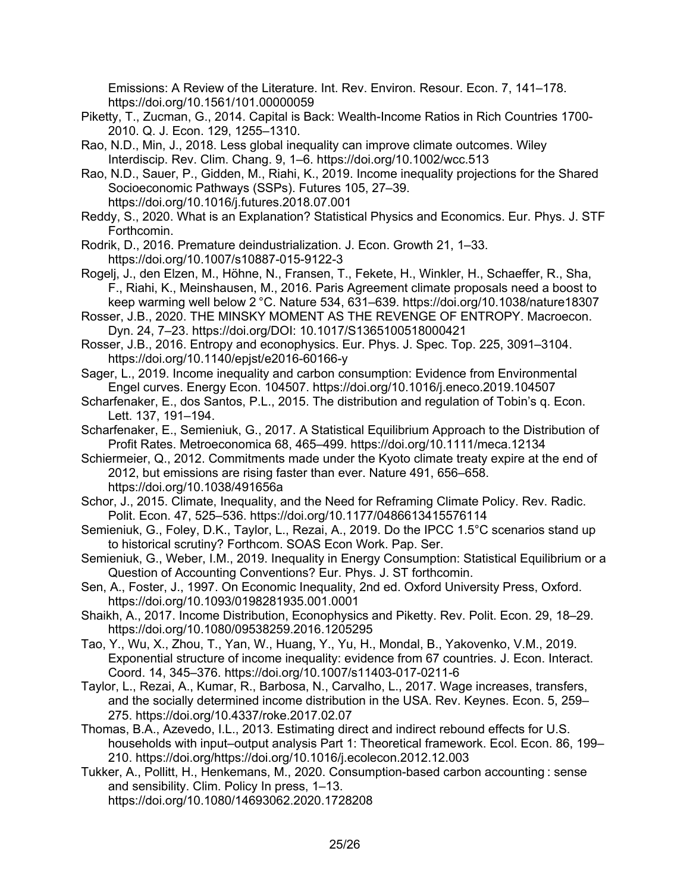Emissions: A Review of the Literature. Int. Rev. Environ. Resour. Econ. 7, 141–178. https://doi.org/10.1561/101.00000059

Piketty, T., Zucman, G., 2014. Capital is Back: Wealth-Income Ratios in Rich Countries 1700-2010. Q. J. Econ. 129, 1255–1310.

Rao, N.D., Min, J., 2018. Less global inequality can improve climate outcomes. Wiley Interdiscip. Rev. Clim. Chang. 9, 1–6. https://doi.org/10.1002/wcc.513

Rao, N.D., Sauer, P., Gidden, M., Riahi, K., 2019. Income inequality projections for the Shared Socioeconomic Pathways (SSPs). Futures 105, 27–39. https://doi.org/10.1016/j.futures.2018.07.001

Reddy, S., 2020. What is an Explanation? Statistical Physics and Economics. Eur. Phys. J. STF Forthcomin.

Rodrik, D., 2016. Premature deindustrialization. J. Econ. Growth 21, 1–33. https://doi.org/10.1007/s10887-015-9122-3

Rogelj, J., den Elzen, M., Höhne, N., Fransen, T., Fekete, H., Winkler, H., Schaeffer, R., Sha, F., Riahi, K., Meinshausen, M., 2016. Paris Agreement climate proposals need a boost to keep warming well below 2 °C. Nature 534, 631–639. https://doi.org/10.1038/nature18307

Rosser, J.B., 2020. THE MINSKY MOMENT AS THE REVENGE OF ENTROPY. Macroecon. Dyn. 24, 7–23. https://doi.org/DOI: 10.1017/S1365100518000421

Rosser, J.B., 2016. Entropy and econophysics. Eur. Phys. J. Spec. Top. 225, 3091–3104. https://doi.org/10.1140/epjst/e2016-60166-y

Sager, L., 2019. Income inequality and carbon consumption: Evidence from Environmental Engel curves. Energy Econ. 104507. https://doi.org/10.1016/j.eneco.2019.104507

Scharfenaker, E., dos Santos, P.L., 2015. The distribution and regulation of Tobin's q. Econ. Lett. 137, 191–194.

Scharfenaker, E., Semieniuk, G., 2017. A Statistical Equilibrium Approach to the Distribution of Profit Rates. Metroeconomica 68, 465–499. https://doi.org/10.1111/meca.12134

Schiermeier, Q., 2012. Commitments made under the Kyoto climate treaty expire at the end of 2012, but emissions are rising faster than ever. Nature 491, 656–658. https://doi.org/10.1038/491656a

Schor, J., 2015. Climate, Inequality, and the Need for Reframing Climate Policy. Rev. Radic. Polit. Econ. 47, 525–536. https://doi.org/10.1177/0486613415576114

Semieniuk, G., Foley, D.K., Taylor, L., Rezai, A., 2019. Do the IPCC 1.5°C scenarios stand up to historical scrutiny? Forthcom. SOAS Econ Work. Pap. Ser.

Semieniuk, G., Weber, I.M., 2019. Inequality in Energy Consumption: Statistical Equilibrium or a Question of Accounting Conventions? Eur. Phys. J. ST forthcomin.

Sen, A., Foster, J., 1997. On Economic Inequality, 2nd ed. Oxford University Press, Oxford. https://doi.org/10.1093/0198281935.001.0001

Shaikh, A., 2017. Income Distribution, Econophysics and Piketty. Rev. Polit. Econ. 29, 18–29. https://doi.org/10.1080/09538259.2016.1205295

Tao, Y., Wu, X., Zhou, T., Yan, W., Huang, Y., Yu, H., Mondal, B., Yakovenko, V.M., 2019. Exponential structure of income inequality: evidence from 67 countries. J. Econ. Interact. Coord. 14, 345–376. https://doi.org/10.1007/s11403-017-0211-6

Taylor, L., Rezai, A., Kumar, R., Barbosa, N., Carvalho, L., 2017. Wage increases, transfers, and the socially determined income distribution in the USA. Rev. Keynes. Econ. 5, 259–275. https://doi.org/10.4337/roke.2017.02.07

Thomas, B.A., Azevedo, I.L., 2013. Estimating direct and indirect rebound effects for U.S. households with input–output analysis Part 1: Theoretical framework. Ecol. Econ. 86, 199–210. https://doi.org/https://doi.org/10.1016/j.ecolecon.2012.12.003

Tukker, A., Pollitt, H., Henkemans, M., 2020. Consumption-based carbon accounting : sense and sensibility. Clim. Policy In press, 1–13. https://doi.org/10.1080/14693062.2020.1728208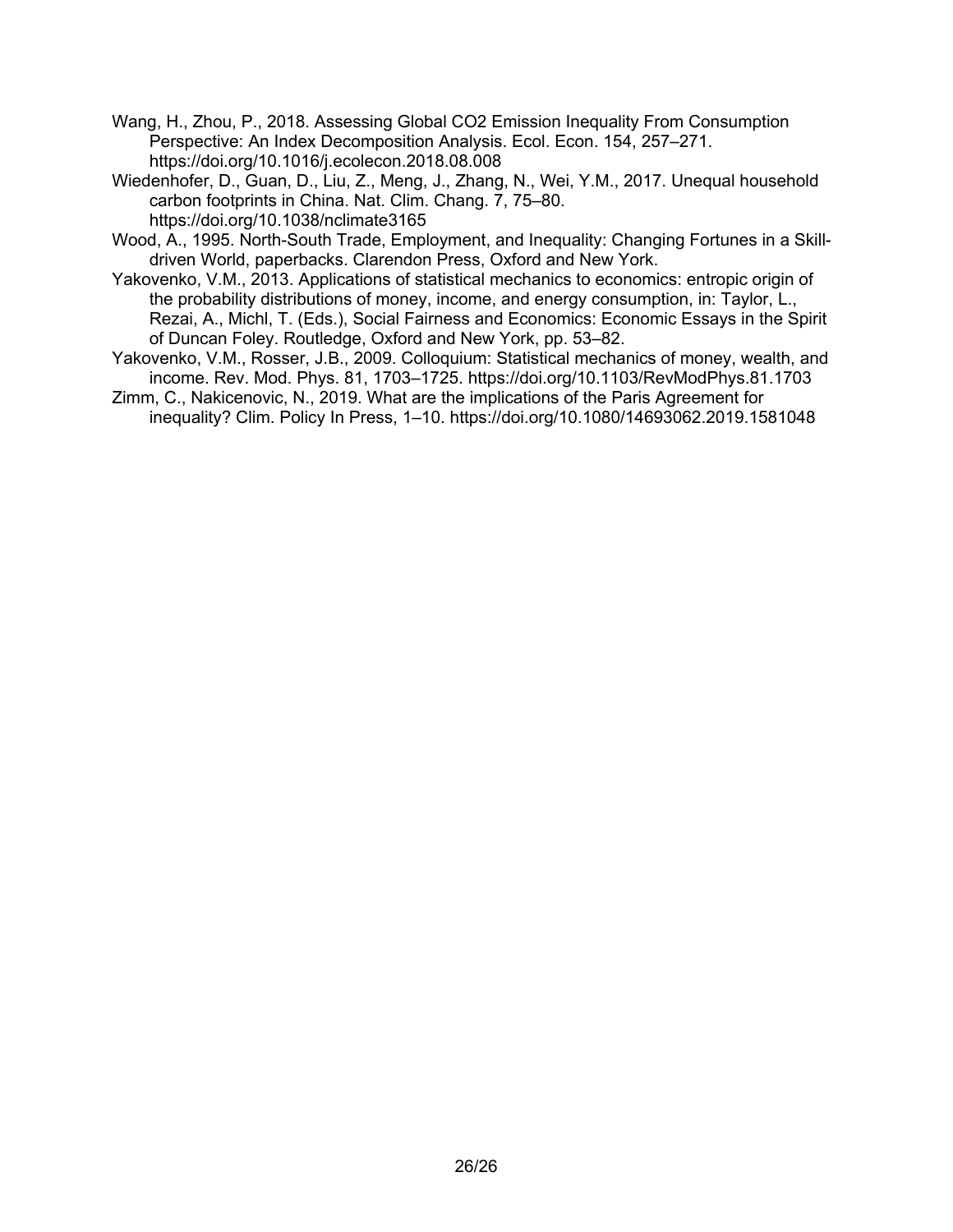Wang, H., Zhou, P., 2018. Assessing Global CO2 Emission Inequality From Consumption Perspective: An Index Decomposition Analysis. Ecol. Econ. 154, 257–271. https://doi.org/10.1016/j.ecolecon.2018.08.008

Wiedenhofer, D., Guan, D., Liu, Z., Meng, J., Zhang, N., Wei, Y.M., 2017. Unequal household carbon footprints in China. Nat. Clim. Chang. 7, 75–80. https://doi.org/10.1038/nclimate3165

Wood, A., 1995. North-South Trade, Employment, and Inequality: Changing Fortunes in a Skill-driven World, paperbacks. Clarendon Press, Oxford and New York.

Yakovenko, V.M., 2013. Applications of statistical mechanics to economics: entropic origin of the probability distributions of money, income, and energy consumption, in: Taylor, L., Rezai, A., Michl, T. (Eds.), Social Fairness and Economics: Economic Essays in the Spirit of Duncan Foley. Routledge, Oxford and New York, pp. 53–82.

Yakovenko, V.M., Rosser, J.B., 2009. Colloquium: Statistical mechanics of money, wealth, and income. Rev. Mod. Phys. 81, 1703–1725. https://doi.org/10.1103/RevModPhys.81.1703

Zimm, C., Nakicenovic, N., 2019. What are the implications of the Paris Agreement for inequality? Clim. Policy In Press, 1–10. https://doi.org/10.1080/14693062.2019.1581048